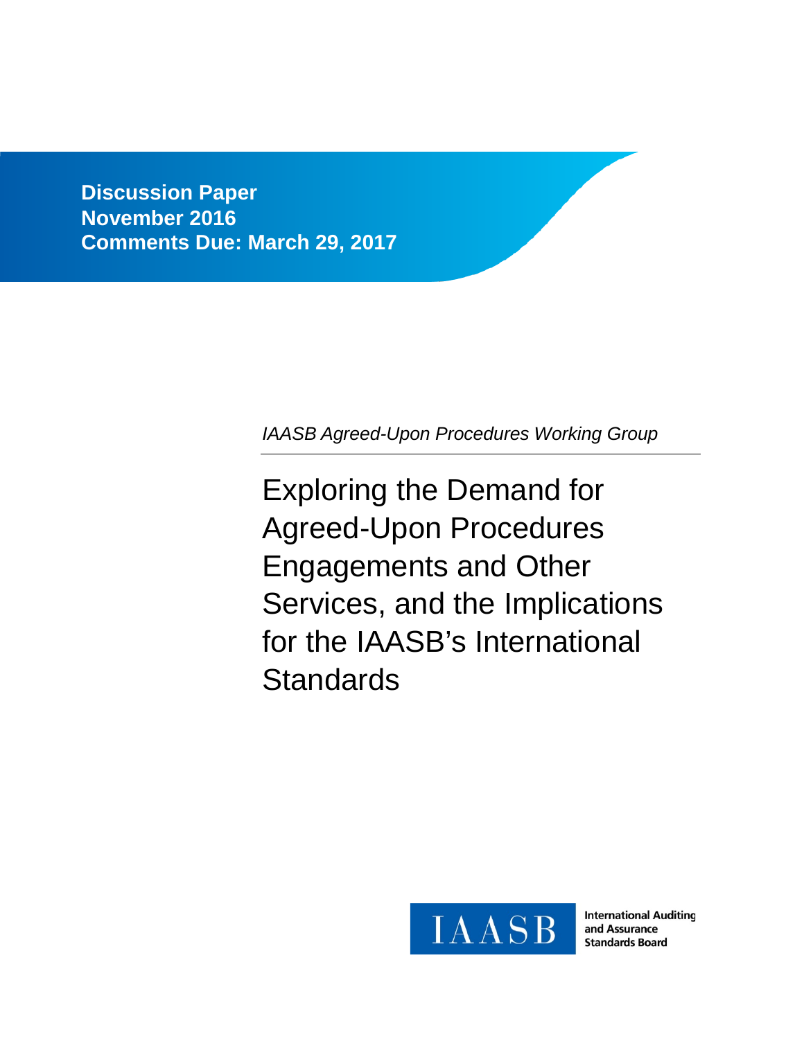**Discussion Paper**
**November 2016**
**Comments Due: March 29, 2017**

*IAASB Agreed-Upon Procedures Working Group*

# Exploring the Demand for Agreed-Upon Procedures Engagements and Other Services, and the Implications for the IAASB's International Standards

IAASB

International Auditing and Assurance Standards Board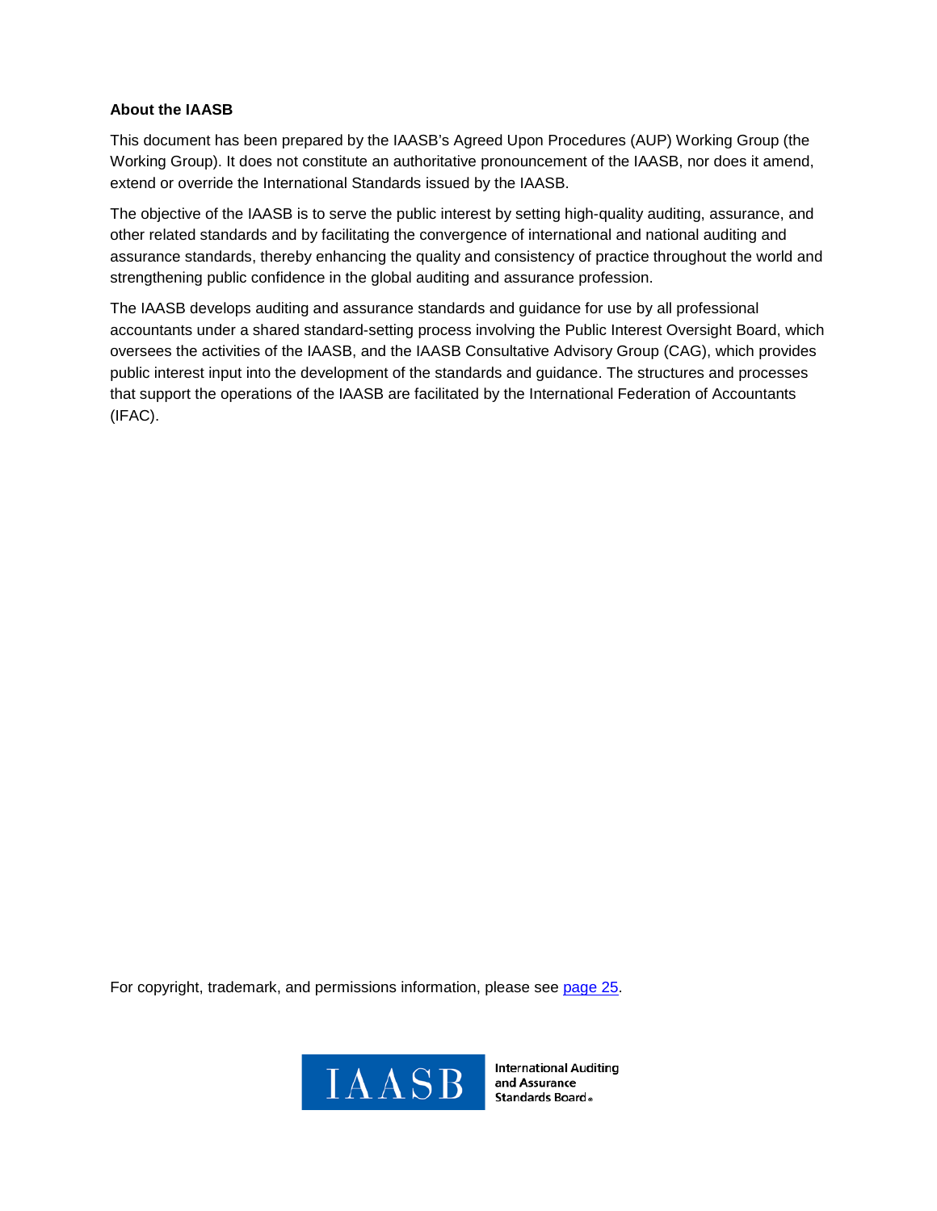**About the IAASB**

This document has been prepared by the IAASB's Agreed Upon Procedures (AUP) Working Group (the Working Group). It does not constitute an authoritative pronouncement of the IAASB, nor does it amend, extend or override the International Standards issued by the IAASB.

The objective of the IAASB is to serve the public interest by setting high-quality auditing, assurance, and other related standards and by facilitating the convergence of international and national auditing and assurance standards, thereby enhancing the quality and consistency of practice throughout the world and strengthening public confidence in the global auditing and assurance profession.

The IAASB develops auditing and assurance standards and guidance for use by all professional accountants under a shared standard-setting process involving the Public Interest Oversight Board, which oversees the activities of the IAASB, and the IAASB Consultative Advisory Group (CAG), which provides public interest input into the development of the standards and guidance. The structures and processes that support the operations of the IAASB are facilitated by the International Federation of Accountants (IFAC).

For copyright, trademark, and permissions information, please see page 25.

IAASB International Auditing and Assurance Standards Board®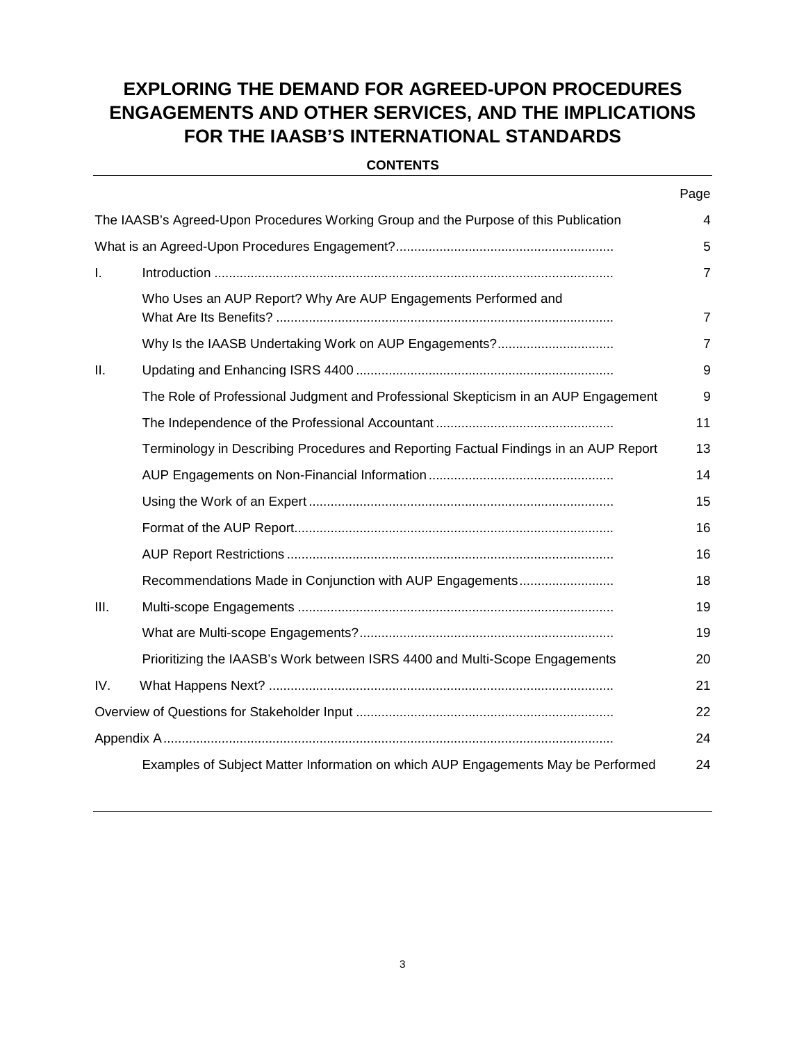# EXPLORING THE DEMAND FOR AGREED-UPON PROCEDURES ENGAGEMENTS AND OTHER SERVICES, AND THE IMPLICATIONS FOR THE IAASB'S INTERNATIONAL STANDARDS

**CONTENTS**

| | | Page |
|---|---|---|
| The IAASB's Agreed-Upon Procedures Working Group and the Purpose of this Publication | | 4 |
| What is an Agreed-Upon Procedures Engagement? | | 5 |
| I. | Introduction | 7 |
| | Who Uses an AUP Report? Why Are AUP Engagements Performed and What Are Its Benefits? | 7 |
| | Why Is the IAASB Undertaking Work on AUP Engagements? | 7 |
| II. | Updating and Enhancing ISRS 4400 | 9 |
| | The Role of Professional Judgment and Professional Skepticism in an AUP Engagement | 9 |
| | The Independence of the Professional Accountant | 11 |
| | Terminology in Describing Procedures and Reporting Factual Findings in an AUP Report | 13 |
| | AUP Engagements on Non-Financial Information | 14 |
| | Using the Work of an Expert | 15 |
| | Format of the AUP Report | 16 |
| | AUP Report Restrictions | 16 |
| | Recommendations Made in Conjunction with AUP Engagements | 18 |
| III. | Multi-scope Engagements | 19 |
| | What are Multi-scope Engagements? | 19 |
| | Prioritizing the IAASB's Work between ISRS 4400 and Multi-Scope Engagements | 20 |
| IV. | What Happens Next? | 21 |
| Overview of Questions for Stakeholder Input | | 22 |
| Appendix A | | 24 |
| | Examples of Subject Matter Information on which AUP Engagements May be Performed | 24 |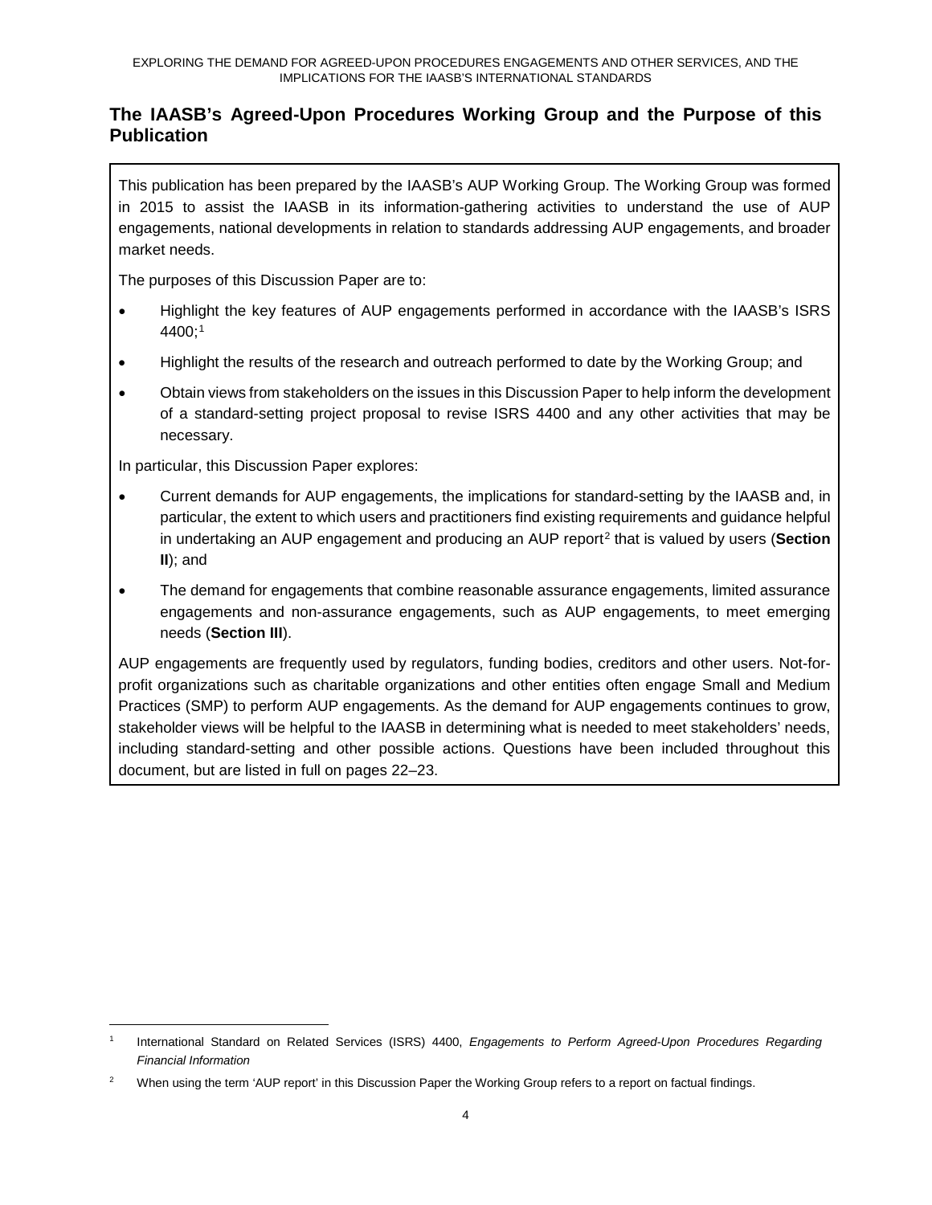## The IAASB's Agreed-Upon Procedures Working Group and the Purpose of this Publication

This publication has been prepared by the IAASB's AUP Working Group. The Working Group was formed in 2015 to assist the IAASB in its information-gathering activities to understand the use of AUP engagements, national developments in relation to standards addressing AUP engagements, and broader market needs.

The purposes of this Discussion Paper are to:

- Highlight the key features of AUP engagements performed in accordance with the IAASB's ISRS 4400;[1]
- Highlight the results of the research and outreach performed to date by the Working Group; and
- Obtain views from stakeholders on the issues in this Discussion Paper to help inform the development of a standard-setting project proposal to revise ISRS 4400 and any other activities that may be necessary.

In particular, this Discussion Paper explores:

- Current demands for AUP engagements, the implications for standard-setting by the IAASB and, in particular, the extent to which users and practitioners find existing requirements and guidance helpful in undertaking an AUP engagement and producing an AUP report[2] that is valued by users (**Section II**); and
- The demand for engagements that combine reasonable assurance engagements, limited assurance engagements and non-assurance engagements, such as AUP engagements, to meet emerging needs (**Section III**).

AUP engagements are frequently used by regulators, funding bodies, creditors and other users. Not-for-profit organizations such as charitable organizations and other entities often engage Small and Medium Practices (SMP) to perform AUP engagements. As the demand for AUP engagements continues to grow, stakeholder views will be helpful to the IAASB in determining what is needed to meet stakeholders' needs, including standard-setting and other possible actions. Questions have been included throughout this document, but are listed in full on pages 22–23.

---

[1] International Standard on Related Services (ISRS) 4400, *Engagements to Perform Agreed-Upon Procedures Regarding Financial Information*

[2] When using the term 'AUP report' in this Discussion Paper the Working Group refers to a report on factual findings.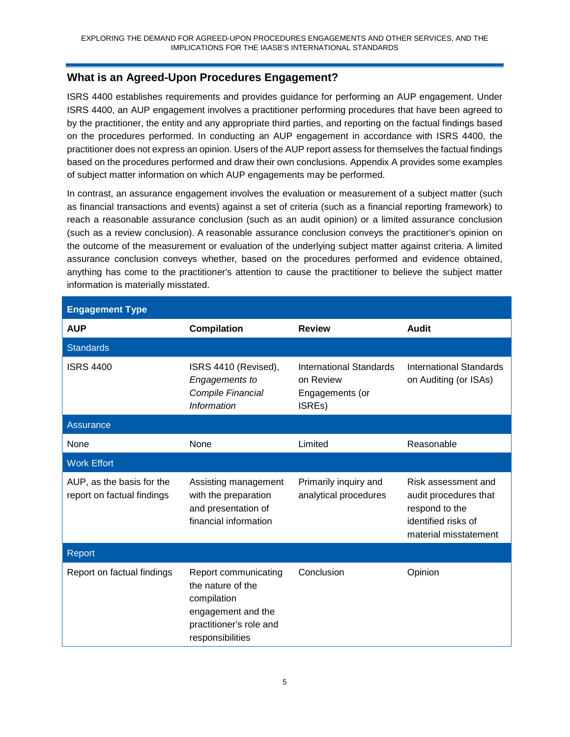## What is an Agreed-Upon Procedures Engagement?

ISRS 4400 establishes requirements and provides guidance for performing an AUP engagement. Under ISRS 4400, an AUP engagement involves a practitioner performing procedures that have been agreed to by the practitioner, the entity and any appropriate third parties, and reporting on the factual findings based on the procedures performed. In conducting an AUP engagement in accordance with ISRS 4400, the practitioner does not express an opinion. Users of the AUP report assess for themselves the factual findings based on the procedures performed and draw their own conclusions. Appendix A provides some examples of subject matter information on which AUP engagements may be performed.

In contrast, an assurance engagement involves the evaluation or measurement of a subject matter (such as financial transactions and events) against a set of criteria (such as a financial reporting framework) to reach a reasonable assurance conclusion (such as an audit opinion) or a limited assurance conclusion (such as a review conclusion). A reasonable assurance conclusion conveys the practitioner's opinion on the outcome of the measurement or evaluation of the underlying subject matter against criteria. A limited assurance conclusion conveys whether, based on the procedures performed and evidence obtained, anything has come to the practitioner's attention to cause the practitioner to believe the subject matter information is materially misstated.

| **Engagement Type** | | | |
|---|---|---|---|
| **AUP** | **Compilation** | **Review** | **Audit** |
| Standards | | | |
| ISRS 4400 | ISRS 4410 (Revised), *Engagements to Compile Financial Information* | International Standards on Review Engagements (or ISREs) | International Standards on Auditing (or ISAs) |
| Assurance | | | |
| None | None | Limited | Reasonable |
| Work Effort | | | |
| AUP, as the basis for the report on factual findings | Assisting management with the preparation and presentation of financial information | Primarily inquiry and analytical procedures | Risk assessment and audit procedures that respond to the identified risks of material misstatement |
| Report | | | |
| Report on factual findings | Report communicating the nature of the compilation engagement and the practitioner's role and responsibilities | Conclusion | Opinion |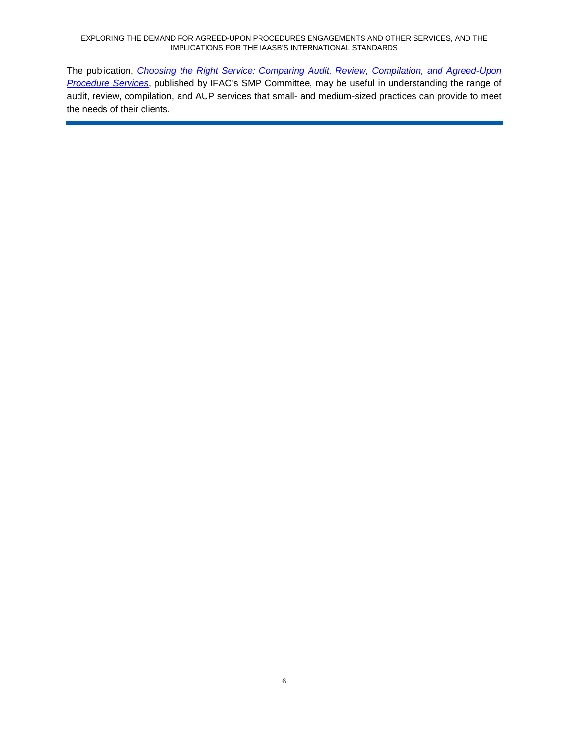The publication, *Choosing the Right Service: Comparing Audit, Review, Compilation, and Agreed-Upon Procedure Services*, published by IFAC's SMP Committee, may be useful in understanding the range of audit, review, compilation, and AUP services that small- and medium-sized practices can provide to meet the needs of their clients.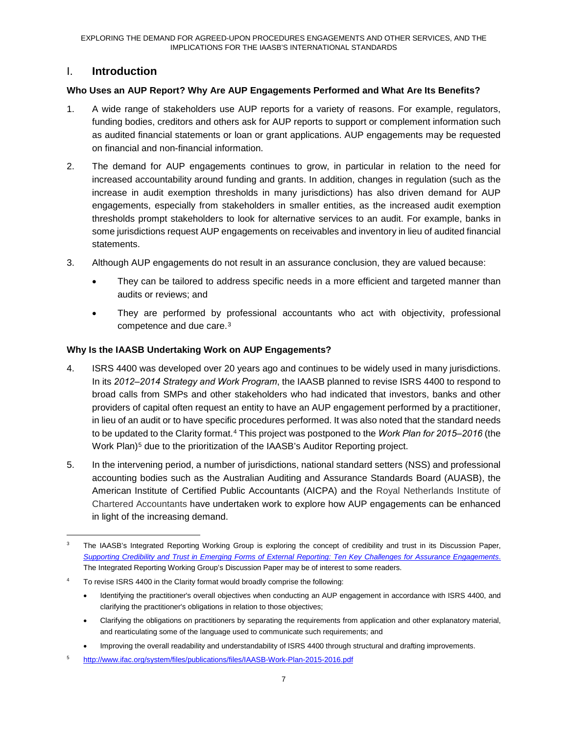## I. Introduction

### Who Uses an AUP Report? Why Are AUP Engagements Performed and What Are Its Benefits?

1. A wide range of stakeholders use AUP reports for a variety of reasons. For example, regulators, funding bodies, creditors and others ask for AUP reports to support or complement information such as audited financial statements or loan or grant applications. AUP engagements may be requested on financial and non-financial information.

2. The demand for AUP engagements continues to grow, in particular in relation to the need for increased accountability around funding and grants. In addition, changes in regulation (such as the increase in audit exemption thresholds in many jurisdictions) has also driven demand for AUP engagements, especially from stakeholders in smaller entities, as the increased audit exemption thresholds prompt stakeholders to look for alternative services to an audit. For example, banks in some jurisdictions request AUP engagements on receivables and inventory in lieu of audited financial statements.

3. Although AUP engagements do not result in an assurance conclusion, they are valued because:

   - They can be tailored to address specific needs in a more efficient and targeted manner than audits or reviews; and
   - They are performed by professional accountants who act with objectivity, professional competence and due care.[3]

### Why Is the IAASB Undertaking Work on AUP Engagements?

4. ISRS 4400 was developed over 20 years ago and continues to be widely used in many jurisdictions. In its *2012–2014 Strategy and Work Program*, the IAASB planned to revise ISRS 4400 to respond to broad calls from SMPs and other stakeholders who had indicated that investors, banks and other providers of capital often request an entity to have an AUP engagement performed by a practitioner, in lieu of an audit or to have specific procedures performed. It was also noted that the standard needs to be updated to the Clarity format.[4] This project was postponed to the *Work Plan for 2015–2016* (the Work Plan)[5] due to the prioritization of the IAASB's Auditor Reporting project.

5. In the intervening period, a number of jurisdictions, national standard setters (NSS) and professional accounting bodies such as the Australian Auditing and Assurance Standards Board (AUASB), the American Institute of Certified Public Accountants (AICPA) and the Royal Netherlands Institute of Chartered Accountants have undertaken work to explore how AUP engagements can be enhanced in light of the increasing demand.

---

[3] The IAASB's Integrated Reporting Working Group is exploring the concept of credibility and trust in its Discussion Paper, *Supporting Credibility and Trust in Emerging Forms of External Reporting: Ten Key Challenges for Assurance Engagements*. The Integrated Reporting Working Group's Discussion Paper may be of interest to some readers.

[4] To revise ISRS 4400 in the Clarity format would broadly comprise the following:

- Identifying the practitioner's overall objectives when conducting an AUP engagement in accordance with ISRS 4400, and clarifying the practitioner's obligations in relation to those objectives;
- Clarifying the obligations on practitioners by separating the requirements from application and other explanatory material, and rearticulating some of the language used to communicate such requirements; and
- Improving the overall readability and understandability of ISRS 4400 through structural and drafting improvements.

[5] http://www.ifac.org/system/files/publications/files/IAASB-Work-Plan-2015-2016.pdf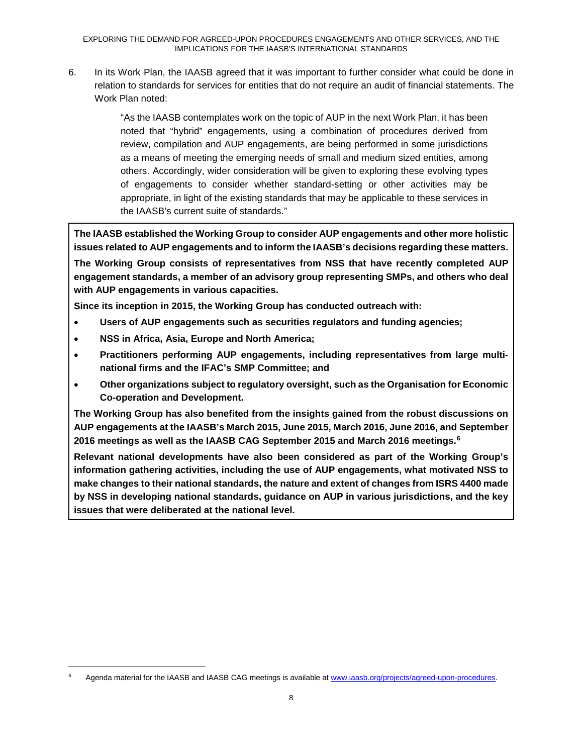6. In its Work Plan, the IAASB agreed that it was important to further consider what could be done in relation to standards for services for entities that do not require an audit of financial statements. The Work Plan noted:

> "As the IAASB contemplates work on the topic of AUP in the next Work Plan, it has been noted that "hybrid" engagements, using a combination of procedures derived from review, compilation and AUP engagements, are being performed in some jurisdictions as a means of meeting the emerging needs of small and medium sized entities, among others. Accordingly, wider consideration will be given to exploring these evolving types of engagements to consider whether standard-setting or other activities may be appropriate, in light of the existing standards that may be applicable to these services in the IAASB's current suite of standards."

**The IAASB established the Working Group to consider AUP engagements and other more holistic issues related to AUP engagements and to inform the IAASB's decisions regarding these matters.**

**The Working Group consists of representatives from NSS that have recently completed AUP engagement standards, a member of an advisory group representing SMPs, and others who deal with AUP engagements in various capacities.**

**Since its inception in 2015, the Working Group has conducted outreach with:**

- **Users of AUP engagements such as securities regulators and funding agencies;**
- **NSS in Africa, Asia, Europe and North America;**
- **Practitioners performing AUP engagements, including representatives from large multi-national firms and the IFAC's SMP Committee; and**
- **Other organizations subject to regulatory oversight, such as the Organisation for Economic Co-operation and Development.**

**The Working Group has also benefited from the insights gained from the robust discussions on AUP engagements at the IAASB's March 2015, June 2015, March 2016, June 2016, and September 2016 meetings as well as the IAASB CAG September 2015 and March 2016 meetings.[6]**

**Relevant national developments have also been considered as part of the Working Group's information gathering activities, including the use of AUP engagements, what motivated NSS to make changes to their national standards, the nature and extent of changes from ISRS 4400 made by NSS in developing national standards, guidance on AUP in various jurisdictions, and the key issues that were deliberated at the national level.**

---

[6] Agenda material for the IAASB and IAASB CAG meetings is available at www.iaasb.org/projects/agreed-upon-procedures.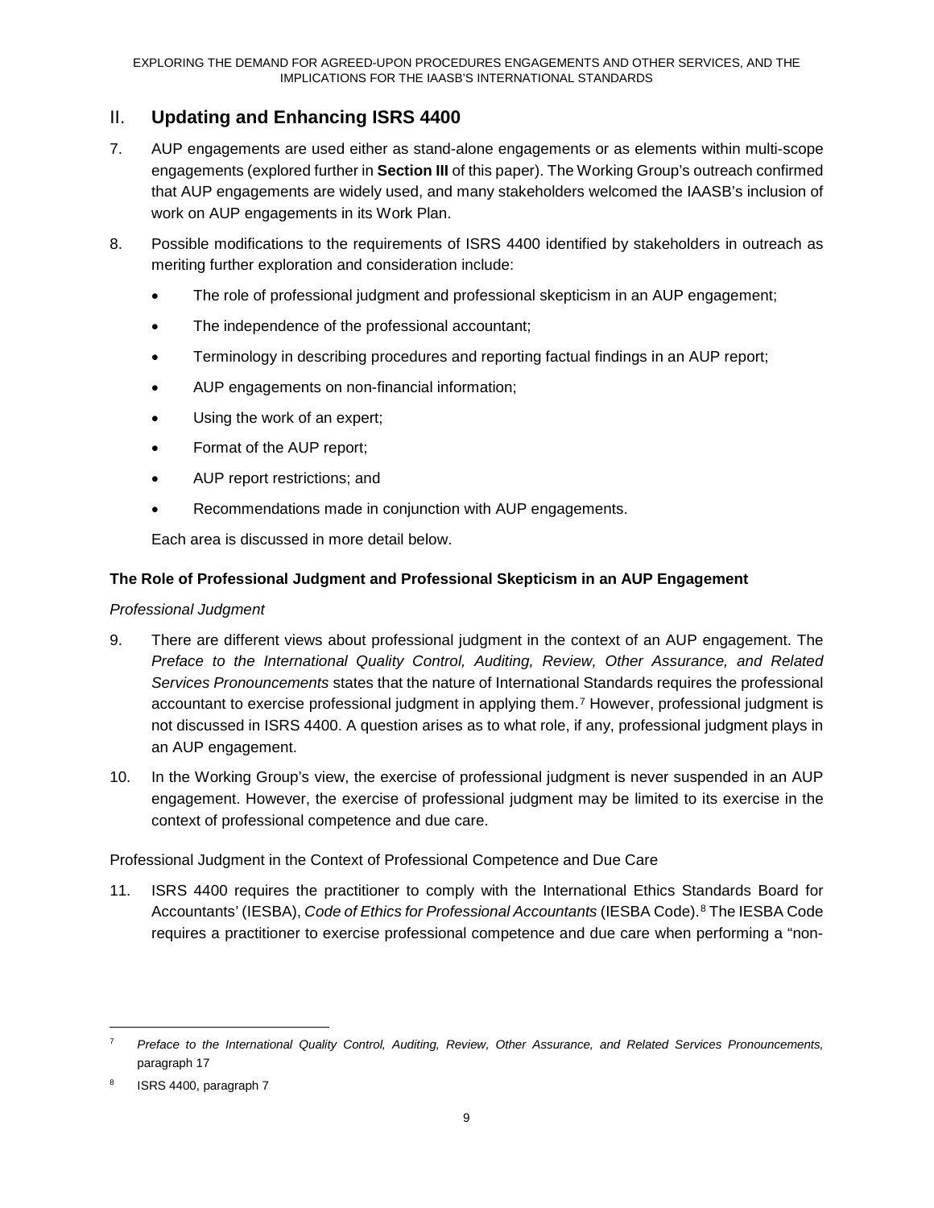## II. Updating and Enhancing ISRS 4400

7. AUP engagements are used either as stand-alone engagements or as elements within multi-scope engagements (explored further in **Section III** of this paper). The Working Group's outreach confirmed that AUP engagements are widely used, and many stakeholders welcomed the IAASB's inclusion of work on AUP engagements in its Work Plan.

8. Possible modifications to the requirements of ISRS 4400 identified by stakeholders in outreach as meriting further exploration and consideration include:

   - The role of professional judgment and professional skepticism in an AUP engagement;
   - The independence of the professional accountant;
   - Terminology in describing procedures and reporting factual findings in an AUP report;
   - AUP engagements on non-financial information;
   - Using the work of an expert;
   - Format of the AUP report;
   - AUP report restrictions; and
   - Recommendations made in conjunction with AUP engagements.

   Each area is discussed in more detail below.

### The Role of Professional Judgment and Professional Skepticism in an AUP Engagement

*Professional Judgment*

9. There are different views about professional judgment in the context of an AUP engagement. The *Preface to the International Quality Control, Auditing, Review, Other Assurance, and Related Services Pronouncements* states that the nature of International Standards requires the professional accountant to exercise professional judgment in applying them.[7] However, professional judgment is not discussed in ISRS 4400. A question arises as to what role, if any, professional judgment plays in an AUP engagement.

10. In the Working Group's view, the exercise of professional judgment is never suspended in an AUP engagement. However, the exercise of professional judgment may be limited to its exercise in the context of professional competence and due care.

Professional Judgment in the Context of Professional Competence and Due Care

11. ISRS 4400 requires the practitioner to comply with the International Ethics Standards Board for Accountants' (IESBA), *Code of Ethics for Professional Accountants* (IESBA Code).[8] The IESBA Code requires a practitioner to exercise professional competence and due care when performing a "non-

---

[7] *Preface to the International Quality Control, Auditing, Review, Other Assurance, and Related Services Pronouncements,* paragraph 17

[8] ISRS 4400, paragraph 7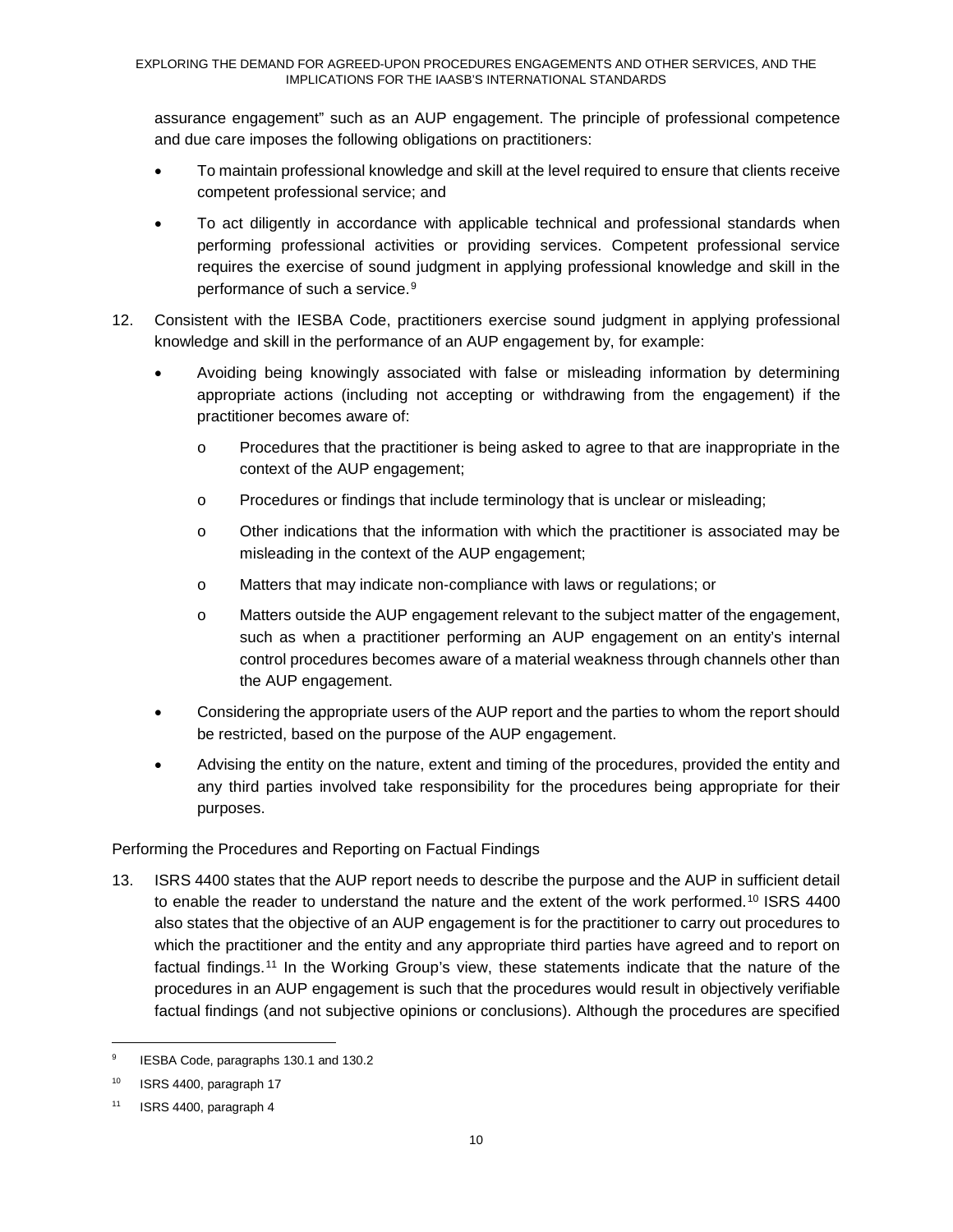assurance engagement" such as an AUP engagement. The principle of professional competence and due care imposes the following obligations on practitioners:

- To maintain professional knowledge and skill at the level required to ensure that clients receive competent professional service; and
- To act diligently in accordance with applicable technical and professional standards when performing professional activities or providing services. Competent professional service requires the exercise of sound judgment in applying professional knowledge and skill in the performance of such a service.[9]

12. Consistent with the IESBA Code, practitioners exercise sound judgment in applying professional knowledge and skill in the performance of an AUP engagement by, for example:

    - Avoiding being knowingly associated with false or misleading information by determining appropriate actions (including not accepting or withdrawing from the engagement) if the practitioner becomes aware of:
        - Procedures that the practitioner is being asked to agree to that are inappropriate in the context of the AUP engagement;
        - Procedures or findings that include terminology that is unclear or misleading;
        - Other indications that the information with which the practitioner is associated may be misleading in the context of the AUP engagement;
        - Matters that may indicate non-compliance with laws or regulations; or
        - Matters outside the AUP engagement relevant to the subject matter of the engagement, such as when a practitioner performing an AUP engagement on an entity's internal control procedures becomes aware of a material weakness through channels other than the AUP engagement.
    - Considering the appropriate users of the AUP report and the parties to whom the report should be restricted, based on the purpose of the AUP engagement.
    - Advising the entity on the nature, extent and timing of the procedures, provided the entity and any third parties involved take responsibility for the procedures being appropriate for their purposes.

Performing the Procedures and Reporting on Factual Findings

13. ISRS 4400 states that the AUP report needs to describe the purpose and the AUP in sufficient detail to enable the reader to understand the nature and the extent of the work performed.[10] ISRS 4400 also states that the objective of an AUP engagement is for the practitioner to carry out procedures to which the practitioner and the entity and any appropriate third parties have agreed and to report on factual findings.[11] In the Working Group's view, these statements indicate that the nature of the procedures in an AUP engagement is such that the procedures would result in objectively verifiable factual findings (and not subjective opinions or conclusions). Although the procedures are specified

---

[9] IESBA Code, paragraphs 130.1 and 130.2

[10] ISRS 4400, paragraph 17

[11] ISRS 4400, paragraph 4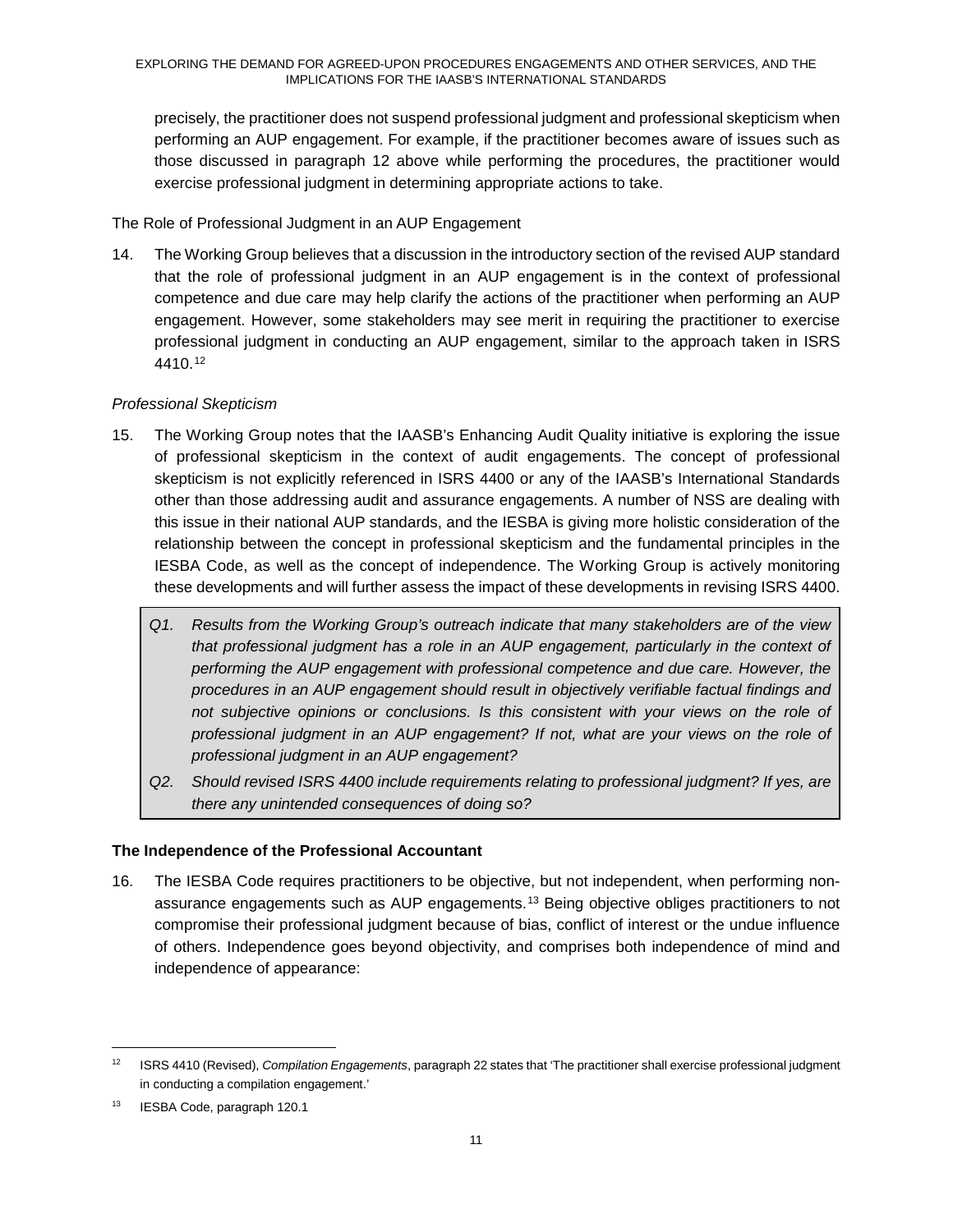precisely, the practitioner does not suspend professional judgment and professional skepticism when performing an AUP engagement. For example, if the practitioner becomes aware of issues such as those discussed in paragraph 12 above while performing the procedures, the practitioner would exercise professional judgment in determining appropriate actions to take.

The Role of Professional Judgment in an AUP Engagement

14. The Working Group believes that a discussion in the introductory section of the revised AUP standard that the role of professional judgment in an AUP engagement is in the context of professional competence and due care may help clarify the actions of the practitioner when performing an AUP engagement. However, some stakeholders may see merit in requiring the practitioner to exercise professional judgment in conducting an AUP engagement, similar to the approach taken in ISRS 4410.[12]

*Professional Skepticism*

15. The Working Group notes that the IAASB's Enhancing Audit Quality initiative is exploring the issue of professional skepticism in the context of audit engagements. The concept of professional skepticism is not explicitly referenced in ISRS 4400 or any of the IAASB's International Standards other than those addressing audit and assurance engagements. A number of NSS are dealing with this issue in their national AUP standards, and the IESBA is giving more holistic consideration of the relationship between the concept in professional skepticism and the fundamental principles in the IESBA Code, as well as the concept of independence. The Working Group is actively monitoring these developments and will further assess the impact of these developments in revising ISRS 4400.

> *Q1. Results from the Working Group's outreach indicate that many stakeholders are of the view that professional judgment has a role in an AUP engagement, particularly in the context of performing the AUP engagement with professional competence and due care. However, the procedures in an AUP engagement should result in objectively verifiable factual findings and not subjective opinions or conclusions. Is this consistent with your views on the role of professional judgment in an AUP engagement? If not, what are your views on the role of professional judgment in an AUP engagement?*
>
> *Q2. Should revised ISRS 4400 include requirements relating to professional judgment? If yes, are there any unintended consequences of doing so?*

**The Independence of the Professional Accountant**

16. The IESBA Code requires practitioners to be objective, but not independent, when performing non-assurance engagements such as AUP engagements.[13] Being objective obliges practitioners to not compromise their professional judgment because of bias, conflict of interest or the undue influence of others. Independence goes beyond objectivity, and comprises both independence of mind and independence of appearance:

---

[12] ISRS 4410 (Revised), *Compilation Engagements*, paragraph 22 states that 'The practitioner shall exercise professional judgment in conducting a compilation engagement.'

[13] IESBA Code, paragraph 120.1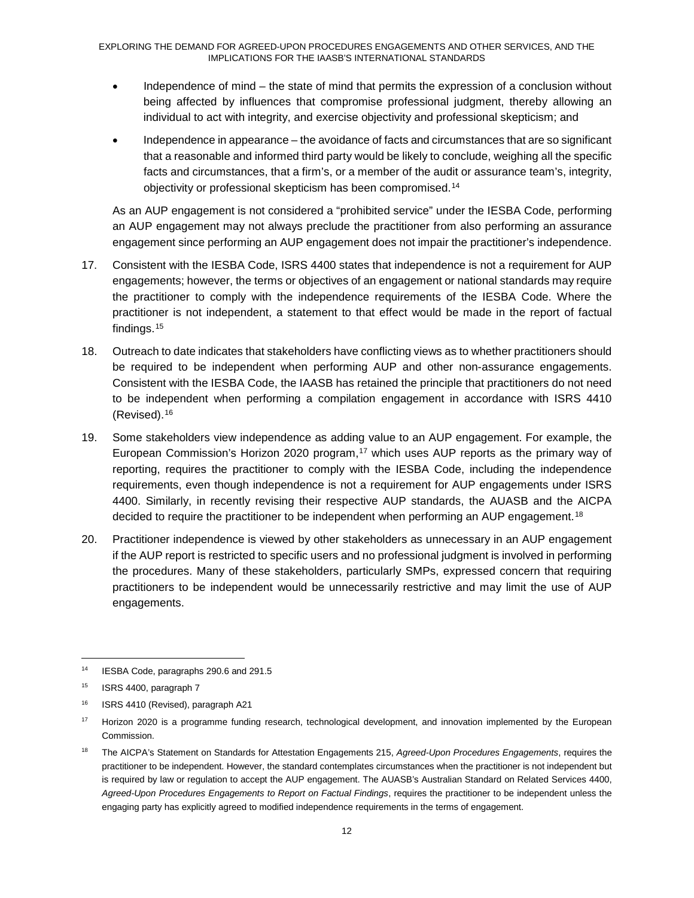- Independence of mind – the state of mind that permits the expression of a conclusion without being affected by influences that compromise professional judgment, thereby allowing an individual to act with integrity, and exercise objectivity and professional skepticism; and
- Independence in appearance – the avoidance of facts and circumstances that are so significant that a reasonable and informed third party would be likely to conclude, weighing all the specific facts and circumstances, that a firm's, or a member of the audit or assurance team's, integrity, objectivity or professional skepticism has been compromised.[14]

As an AUP engagement is not considered a "prohibited service" under the IESBA Code, performing an AUP engagement may not always preclude the practitioner from also performing an assurance engagement since performing an AUP engagement does not impair the practitioner's independence.

17. Consistent with the IESBA Code, ISRS 4400 states that independence is not a requirement for AUP engagements; however, the terms or objectives of an engagement or national standards may require the practitioner to comply with the independence requirements of the IESBA Code. Where the practitioner is not independent, a statement to that effect would be made in the report of factual findings.[15]

18. Outreach to date indicates that stakeholders have conflicting views as to whether practitioners should be required to be independent when performing AUP and other non-assurance engagements. Consistent with the IESBA Code, the IAASB has retained the principle that practitioners do not need to be independent when performing a compilation engagement in accordance with ISRS 4410 (Revised).[16]

19. Some stakeholders view independence as adding value to an AUP engagement. For example, the European Commission's Horizon 2020 program,[17] which uses AUP reports as the primary way of reporting, requires the practitioner to comply with the IESBA Code, including the independence requirements, even though independence is not a requirement for AUP engagements under ISRS 4400. Similarly, in recently revising their respective AUP standards, the AUASB and the AICPA decided to require the practitioner to be independent when performing an AUP engagement.[18]

20. Practitioner independence is viewed by other stakeholders as unnecessary in an AUP engagement if the AUP report is restricted to specific users and no professional judgment is involved in performing the procedures. Many of these stakeholders, particularly SMPs, expressed concern that requiring practitioners to be independent would be unnecessarily restrictive and may limit the use of AUP engagements.

---

[14] IESBA Code, paragraphs 290.6 and 291.5

[15] ISRS 4400, paragraph 7

[16] ISRS 4410 (Revised), paragraph A21

[17] Horizon 2020 is a programme funding research, technological development, and innovation implemented by the European Commission.

[18] The AICPA's Statement on Standards for Attestation Engagements 215, *Agreed-Upon Procedures Engagements*, requires the practitioner to be independent. However, the standard contemplates circumstances when the practitioner is not independent but is required by law or regulation to accept the AUP engagement. The AUASB's Australian Standard on Related Services 4400, *Agreed-Upon Procedures Engagements to Report on Factual Findings*, requires the practitioner to be independent unless the engaging party has explicitly agreed to modified independence requirements in the terms of engagement.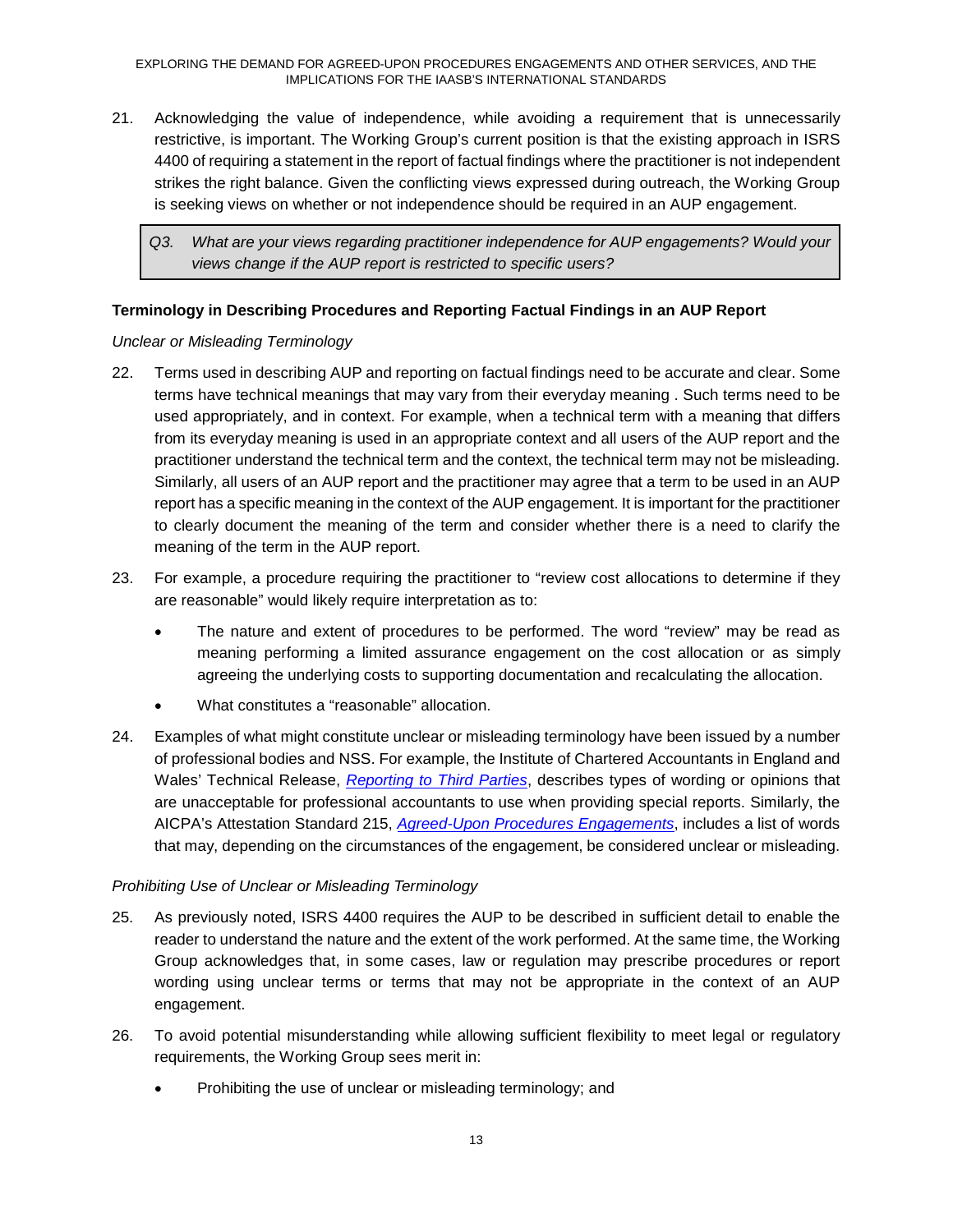21. Acknowledging the value of independence, while avoiding a requirement that is unnecessarily restrictive, is important. The Working Group's current position is that the existing approach in ISRS 4400 of requiring a statement in the report of factual findings where the practitioner is not independent strikes the right balance. Given the conflicting views expressed during outreach, the Working Group is seeking views on whether or not independence should be required in an AUP engagement.

> *Q3. What are your views regarding practitioner independence for AUP engagements? Would your views change if the AUP report is restricted to specific users?*

**Terminology in Describing Procedures and Reporting Factual Findings in an AUP Report**

*Unclear or Misleading Terminology*

22. Terms used in describing AUP and reporting on factual findings need to be accurate and clear. Some terms have technical meanings that may vary from their everyday meaning . Such terms need to be used appropriately, and in context. For example, when a technical term with a meaning that differs from its everyday meaning is used in an appropriate context and all users of the AUP report and the practitioner understand the technical term and the context, the technical term may not be misleading. Similarly, all users of an AUP report and the practitioner may agree that a term to be used in an AUP report has a specific meaning in the context of the AUP engagement. It is important for the practitioner to clearly document the meaning of the term and consider whether there is a need to clarify the meaning of the term in the AUP report.

23. For example, a procedure requiring the practitioner to "review cost allocations to determine if they are reasonable" would likely require interpretation as to:

    - The nature and extent of procedures to be performed. The word "review" may be read as meaning performing a limited assurance engagement on the cost allocation or as simply agreeing the underlying costs to supporting documentation and recalculating the allocation.
    - What constitutes a "reasonable" allocation.

24. Examples of what might constitute unclear or misleading terminology have been issued by a number of professional bodies and NSS. For example, the Institute of Chartered Accountants in England and Wales' Technical Release, *Reporting to Third Parties*, describes types of wording or opinions that are unacceptable for professional accountants to use when providing special reports. Similarly, the AICPA's Attestation Standard 215, *Agreed-Upon Procedures Engagements*, includes a list of words that may, depending on the circumstances of the engagement, be considered unclear or misleading.

*Prohibiting Use of Unclear or Misleading Terminology*

25. As previously noted, ISRS 4400 requires the AUP to be described in sufficient detail to enable the reader to understand the nature and the extent of the work performed. At the same time, the Working Group acknowledges that, in some cases, law or regulation may prescribe procedures or report wording using unclear terms or terms that may not be appropriate in the context of an AUP engagement.

26. To avoid potential misunderstanding while allowing sufficient flexibility to meet legal or regulatory requirements, the Working Group sees merit in:

    - Prohibiting the use of unclear or misleading terminology; and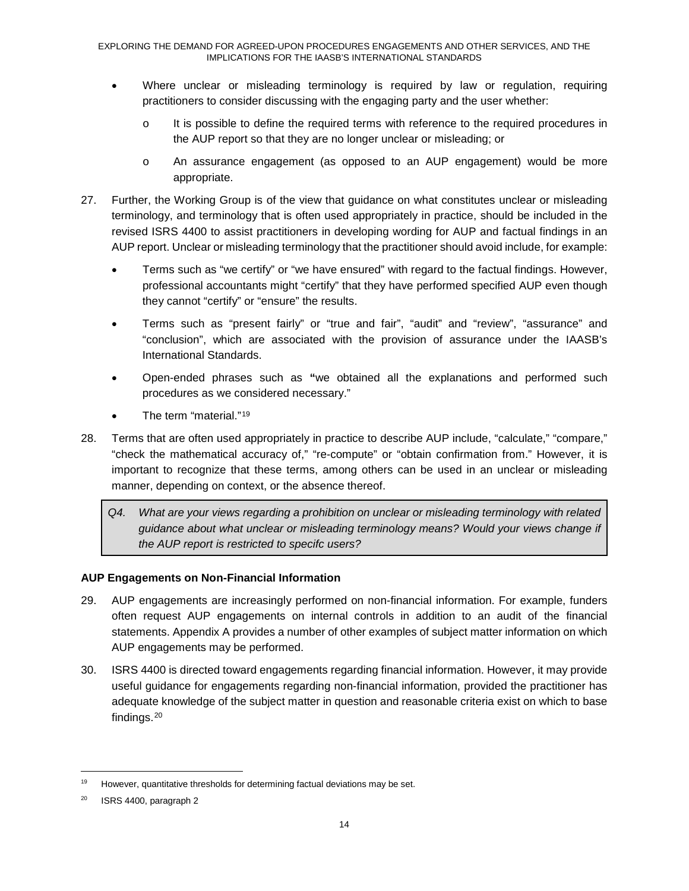- Where unclear or misleading terminology is required by law or regulation, requiring practitioners to consider discussing with the engaging party and the user whether:
  - o It is possible to define the required terms with reference to the required procedures in the AUP report so that they are no longer unclear or misleading; or
  - o An assurance engagement (as opposed to an AUP engagement) would be more appropriate.

27. Further, the Working Group is of the view that guidance on what constitutes unclear or misleading terminology, and terminology that is often used appropriately in practice, should be included in the revised ISRS 4400 to assist practitioners in developing wording for AUP and factual findings in an AUP report. Unclear or misleading terminology that the practitioner should avoid include, for example:
    - Terms such as "we certify" or "we have ensured" with regard to the factual findings. However, professional accountants might "certify" that they have performed specified AUP even though they cannot "certify" or "ensure" the results.
    - Terms such as "present fairly" or "true and fair", "audit" and "review", "assurance" and "conclusion", which are associated with the provision of assurance under the IAASB's International Standards.
    - Open-ended phrases such as **"**we obtained all the explanations and performed such procedures as we considered necessary."
    - The term "material."[19]

28. Terms that are often used appropriately in practice to describe AUP include, "calculate," "compare," "check the mathematical accuracy of," "re-compute" or "obtain confirmation from." However, it is important to recognize that these terms, among others can be used in an unclear or misleading manner, depending on context, or the absence thereof.

> *Q4. What are your views regarding a prohibition on unclear or misleading terminology with related guidance about what unclear or misleading terminology means? Would your views change if the AUP report is restricted to specifc users?*

**AUP Engagements on Non-Financial Information**

29. AUP engagements are increasingly performed on non-financial information. For example, funders often request AUP engagements on internal controls in addition to an audit of the financial statements. Appendix A provides a number of other examples of subject matter information on which AUP engagements may be performed.

30. ISRS 4400 is directed toward engagements regarding financial information. However, it may provide useful guidance for engagements regarding non-financial information, provided the practitioner has adequate knowledge of the subject matter in question and reasonable criteria exist on which to base findings.[20]

---

[19] However, quantitative thresholds for determining factual deviations may be set.

[20] ISRS 4400, paragraph 2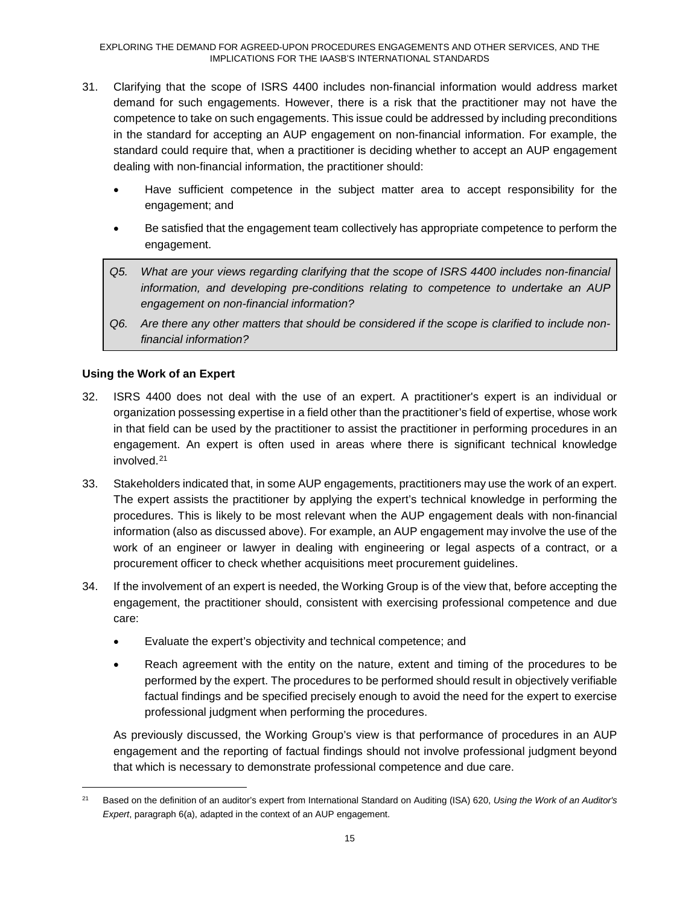31. Clarifying that the scope of ISRS 4400 includes non-financial information would address market demand for such engagements. However, there is a risk that the practitioner may not have the competence to take on such engagements. This issue could be addressed by including preconditions in the standard for accepting an AUP engagement on non-financial information. For example, the standard could require that, when a practitioner is deciding whether to accept an AUP engagement dealing with non-financial information, the practitioner should:

   - Have sufficient competence in the subject matter area to accept responsibility for the engagement; and
   - Be satisfied that the engagement team collectively has appropriate competence to perform the engagement.

> *Q5. What are your views regarding clarifying that the scope of ISRS 4400 includes non-financial information, and developing pre-conditions relating to competence to undertake an AUP engagement on non-financial information?*
>
> *Q6. Are there any other matters that should be considered if the scope is clarified to include non-financial information?*

### Using the Work of an Expert

32. ISRS 4400 does not deal with the use of an expert. A practitioner's expert is an individual or organization possessing expertise in a field other than the practitioner's field of expertise, whose work in that field can be used by the practitioner to assist the practitioner in performing procedures in an engagement. An expert is often used in areas where there is significant technical knowledge involved.[21]

33. Stakeholders indicated that, in some AUP engagements, practitioners may use the work of an expert. The expert assists the practitioner by applying the expert's technical knowledge in performing the procedures. This is likely to be most relevant when the AUP engagement deals with non-financial information (also as discussed above). For example, an AUP engagement may involve the use of the work of an engineer or lawyer in dealing with engineering or legal aspects of a contract, or a procurement officer to check whether acquisitions meet procurement guidelines.

34. If the involvement of an expert is needed, the Working Group is of the view that, before accepting the engagement, the practitioner should, consistent with exercising professional competence and due care:

   - Evaluate the expert's objectivity and technical competence; and
   - Reach agreement with the entity on the nature, extent and timing of the procedures to be performed by the expert. The procedures to be performed should result in objectively verifiable factual findings and be specified precisely enough to avoid the need for the expert to exercise professional judgment when performing the procedures.

   As previously discussed, the Working Group's view is that performance of procedures in an AUP engagement and the reporting of factual findings should not involve professional judgment beyond that which is necessary to demonstrate professional competence and due care.

---

[21] Based on the definition of an auditor's expert from International Standard on Auditing (ISA) 620, *Using the Work of an Auditor's Expert*, paragraph 6(a), adapted in the context of an AUP engagement.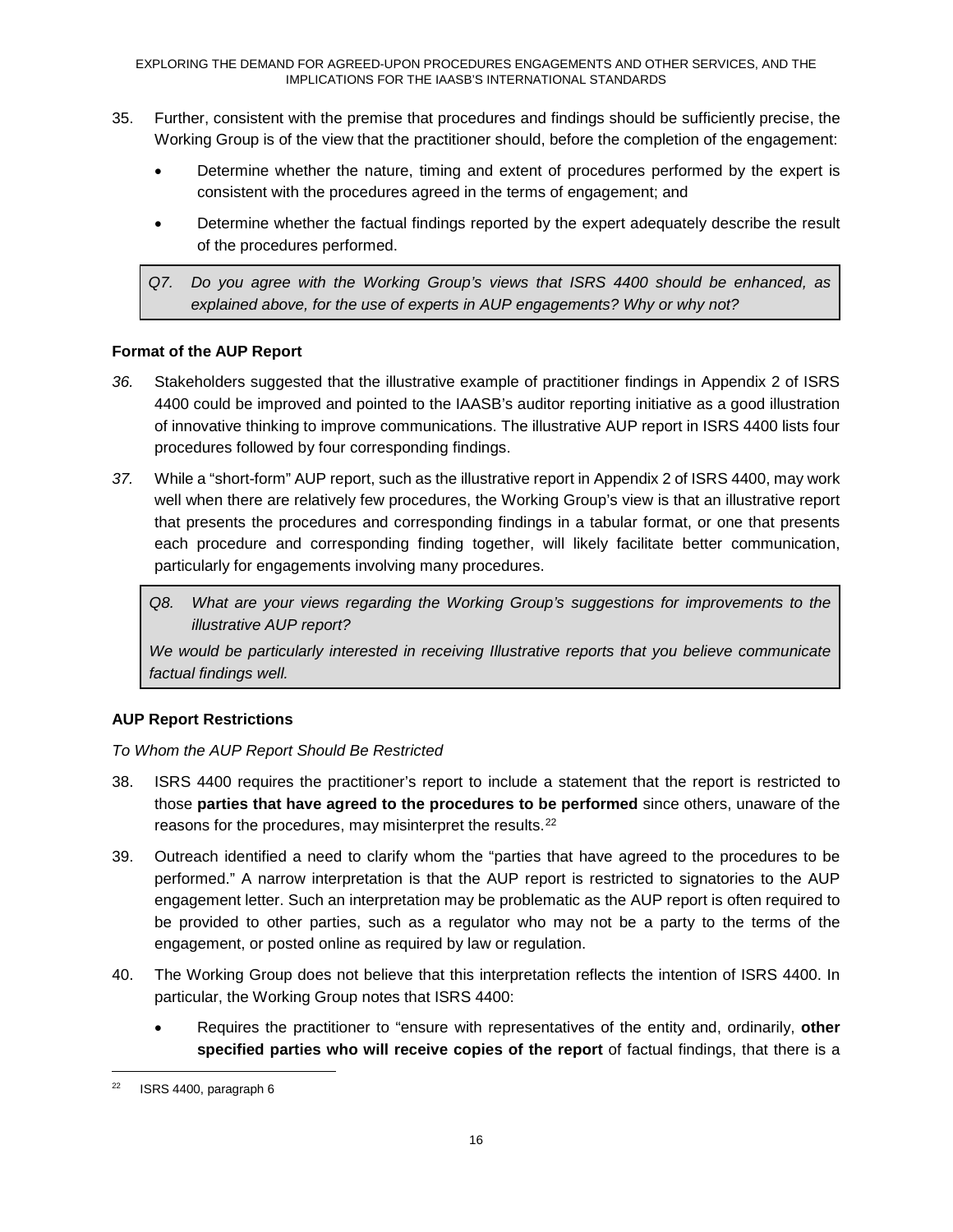35. Further, consistent with the premise that procedures and findings should be sufficiently precise, the Working Group is of the view that the practitioner should, before the completion of the engagement:

    - Determine whether the nature, timing and extent of procedures performed by the expert is consistent with the procedures agreed in the terms of engagement; and
    - Determine whether the factual findings reported by the expert adequately describe the result of the procedures performed.

> *Q7. Do you agree with the Working Group's views that ISRS 4400 should be enhanced, as explained above, for the use of experts in AUP engagements? Why or why not?*

### Format of the AUP Report

*36.* Stakeholders suggested that the illustrative example of practitioner findings in Appendix 2 of ISRS 4400 could be improved and pointed to the IAASB's auditor reporting initiative as a good illustration of innovative thinking to improve communications. The illustrative AUP report in ISRS 4400 lists four procedures followed by four corresponding findings.

*37.* While a "short-form" AUP report, such as the illustrative report in Appendix 2 of ISRS 4400, may work well when there are relatively few procedures, the Working Group's view is that an illustrative report that presents the procedures and corresponding findings in a tabular format, or one that presents each procedure and corresponding finding together, will likely facilitate better communication, particularly for engagements involving many procedures.

> *Q8. What are your views regarding the Working Group's suggestions for improvements to the illustrative AUP report?*
>
> *We would be particularly interested in receiving Illustrative reports that you believe communicate factual findings well.*

### AUP Report Restrictions

*To Whom the AUP Report Should Be Restricted*

38. ISRS 4400 requires the practitioner's report to include a statement that the report is restricted to those **parties that have agreed to the procedures to be performed** since others, unaware of the reasons for the procedures, may misinterpret the results.[22]

39. Outreach identified a need to clarify whom the "parties that have agreed to the procedures to be performed." A narrow interpretation is that the AUP report is restricted to signatories to the AUP engagement letter. Such an interpretation may be problematic as the AUP report is often required to be provided to other parties, such as a regulator who may not be a party to the terms of the engagement, or posted online as required by law or regulation.

40. The Working Group does not believe that this interpretation reflects the intention of ISRS 4400. In particular, the Working Group notes that ISRS 4400:

    - Requires the practitioner to "ensure with representatives of the entity and, ordinarily, **other specified parties who will receive copies of the report** of factual findings, that there is a

[22] ISRS 4400, paragraph 6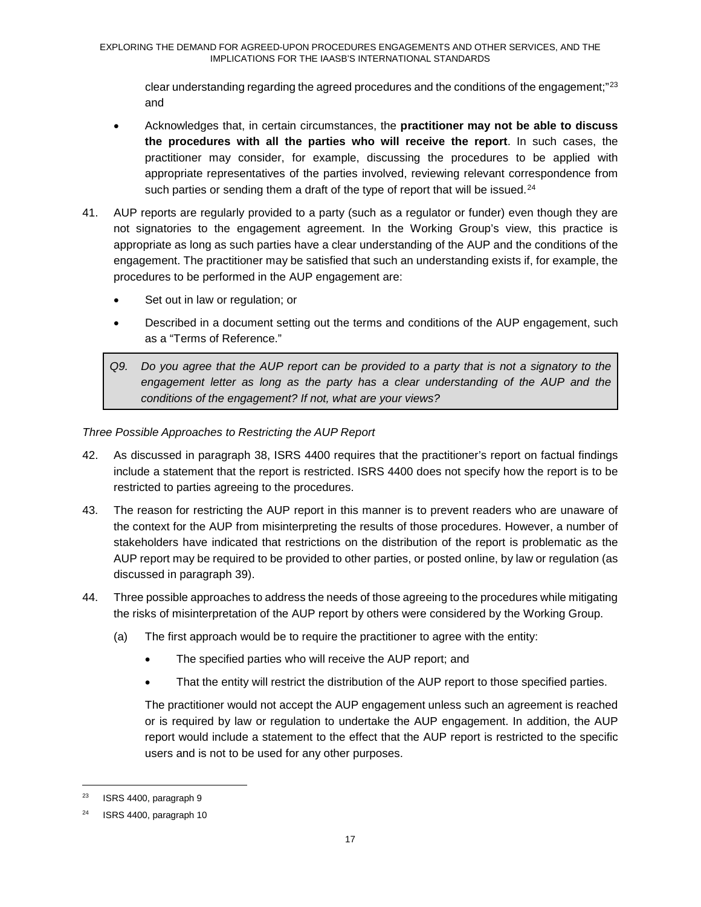clear understanding regarding the agreed procedures and the conditions of the engagement;"[23] and

- Acknowledges that, in certain circumstances, the **practitioner may not be able to discuss the procedures with all the parties who will receive the report**. In such cases, the practitioner may consider, for example, discussing the procedures to be applied with appropriate representatives of the parties involved, reviewing relevant correspondence from such parties or sending them a draft of the type of report that will be issued.[24]

41. AUP reports are regularly provided to a party (such as a regulator or funder) even though they are not signatories to the engagement agreement. In the Working Group's view, this practice is appropriate as long as such parties have a clear understanding of the AUP and the conditions of the engagement. The practitioner may be satisfied that such an understanding exists if, for example, the procedures to be performed in the AUP engagement are:
    - Set out in law or regulation; or
    - Described in a document setting out the terms and conditions of the AUP engagement, such as a "Terms of Reference."

> *Q9. Do you agree that the AUP report can be provided to a party that is not a signatory to the engagement letter as long as the party has a clear understanding of the AUP and the conditions of the engagement? If not, what are your views?*

*Three Possible Approaches to Restricting the AUP Report*

42. As discussed in paragraph 38, ISRS 4400 requires that the practitioner's report on factual findings include a statement that the report is restricted. ISRS 4400 does not specify how the report is to be restricted to parties agreeing to the procedures.

43. The reason for restricting the AUP report in this manner is to prevent readers who are unaware of the context for the AUP from misinterpreting the results of those procedures. However, a number of stakeholders have indicated that restrictions on the distribution of the report is problematic as the AUP report may be required to be provided to other parties, or posted online, by law or regulation (as discussed in paragraph 39).

44. Three possible approaches to address the needs of those agreeing to the procedures while mitigating the risks of misinterpretation of the AUP report by others were considered by the Working Group.
    (a) The first approach would be to require the practitioner to agree with the entity:
    - The specified parties who will receive the AUP report; and
    - That the entity will restrict the distribution of the AUP report to those specified parties.

    The practitioner would not accept the AUP engagement unless such an agreement is reached or is required by law or regulation to undertake the AUP engagement. In addition, the AUP report would include a statement to the effect that the AUP report is restricted to the specific users and is not to be used for any other purposes.

---

[23] ISRS 4400, paragraph 9

[24] ISRS 4400, paragraph 10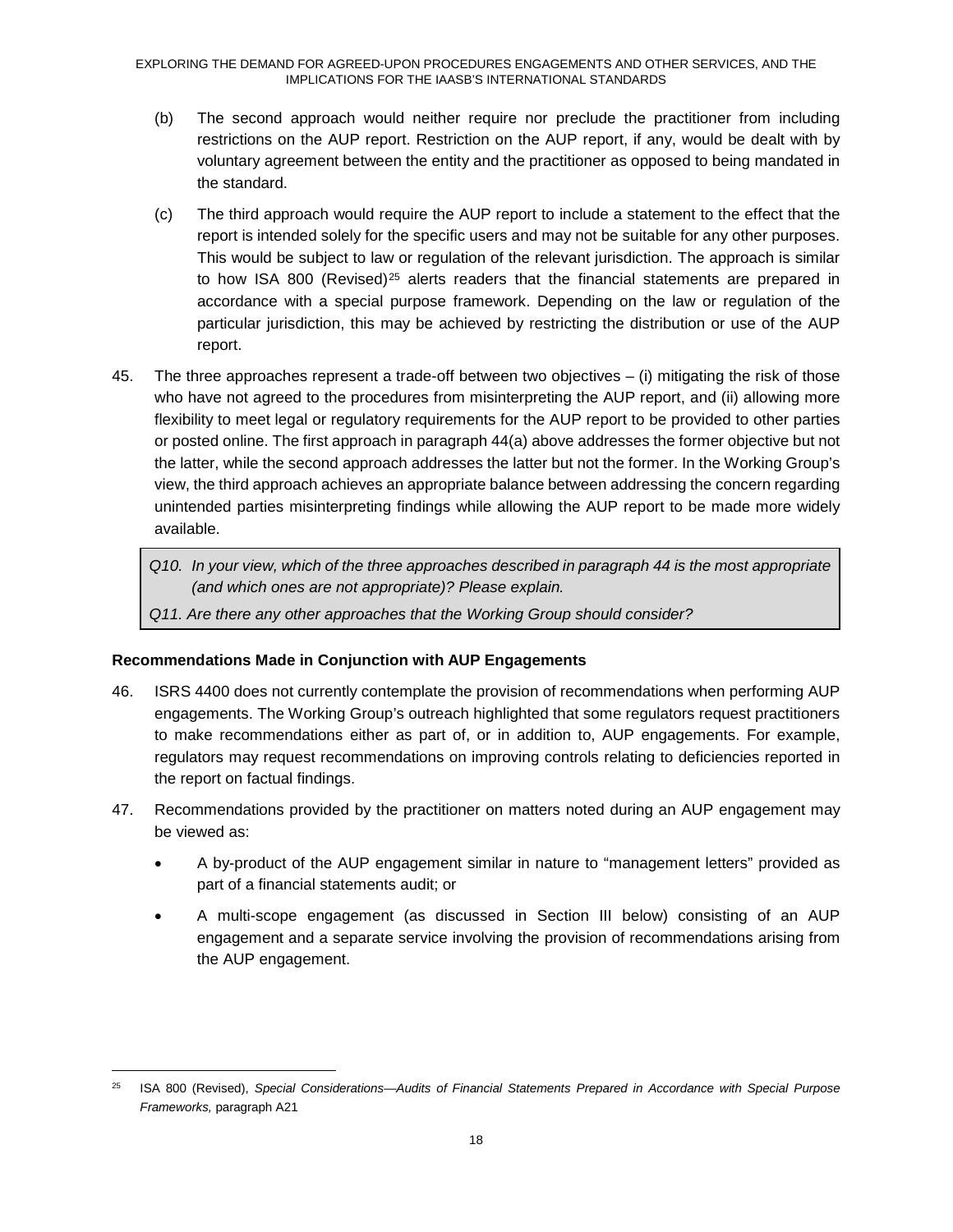(b) The second approach would neither require nor preclude the practitioner from including restrictions on the AUP report. Restriction on the AUP report, if any, would be dealt with by voluntary agreement between the entity and the practitioner as opposed to being mandated in the standard.

(c) The third approach would require the AUP report to include a statement to the effect that the report is intended solely for the specific users and may not be suitable for any other purposes. This would be subject to law or regulation of the relevant jurisdiction. The approach is similar to how ISA 800 (Revised)[25] alerts readers that the financial statements are prepared in accordance with a special purpose framework. Depending on the law or regulation of the particular jurisdiction, this may be achieved by restricting the distribution or use of the AUP report.

45. The three approaches represent a trade-off between two objectives – (i) mitigating the risk of those who have not agreed to the procedures from misinterpreting the AUP report, and (ii) allowing more flexibility to meet legal or regulatory requirements for the AUP report to be provided to other parties or posted online. The first approach in paragraph 44(a) above addresses the former objective but not the latter, while the second approach addresses the latter but not the former. In the Working Group's view, the third approach achieves an appropriate balance between addressing the concern regarding unintended parties misinterpreting findings while allowing the AUP report to be made more widely available.

> *Q10. In your view, which of the three approaches described in paragraph 44 is the most appropriate (and which ones are not appropriate)? Please explain.*
>
> *Q11. Are there any other approaches that the Working Group should consider?*

**Recommendations Made in Conjunction with AUP Engagements**

46. ISRS 4400 does not currently contemplate the provision of recommendations when performing AUP engagements. The Working Group's outreach highlighted that some regulators request practitioners to make recommendations either as part of, or in addition to, AUP engagements. For example, regulators may request recommendations on improving controls relating to deficiencies reported in the report on factual findings.

47. Recommendations provided by the practitioner on matters noted during an AUP engagement may be viewed as:

- A by-product of the AUP engagement similar in nature to "management letters" provided as part of a financial statements audit; or
- A multi-scope engagement (as discussed in Section III below) consisting of an AUP engagement and a separate service involving the provision of recommendations arising from the AUP engagement.

---

[25] ISA 800 (Revised), *Special Considerations—Audits of Financial Statements Prepared in Accordance with Special Purpose Frameworks,* paragraph A21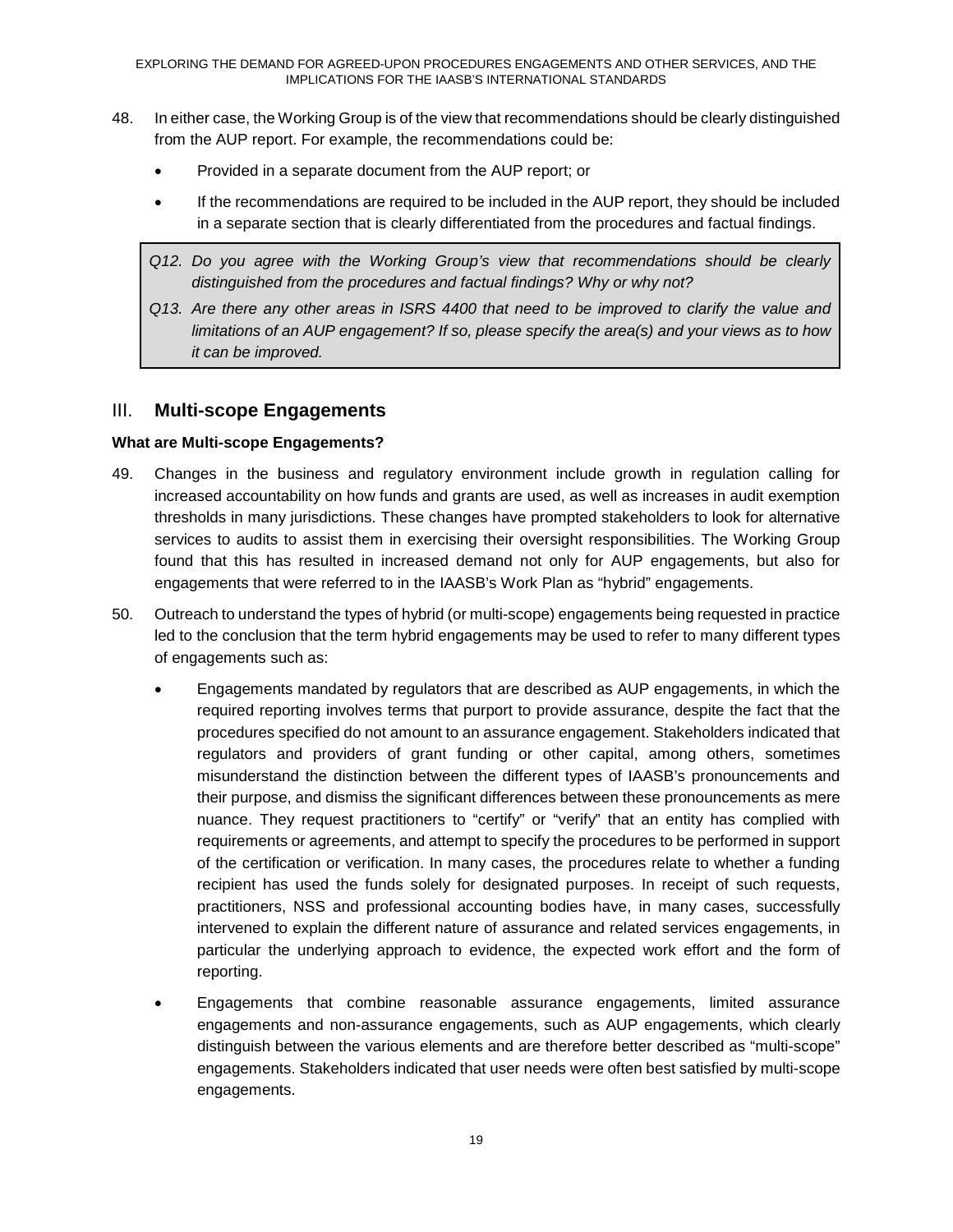48. In either case, the Working Group is of the view that recommendations should be clearly distinguished from the AUP report. For example, the recommendations could be:

    - Provided in a separate document from the AUP report; or
    - If the recommendations are required to be included in the AUP report, they should be included in a separate section that is clearly differentiated from the procedures and factual findings.

> *Q12. Do you agree with the Working Group's view that recommendations should be clearly distinguished from the procedures and factual findings? Why or why not?*
>
> *Q13. Are there any other areas in ISRS 4400 that need to be improved to clarify the value and limitations of an AUP engagement? If so, please specify the area(s) and your views as to how it can be improved.*

## III. **Multi-scope Engagements**

### What are Multi-scope Engagements?

49. Changes in the business and regulatory environment include growth in regulation calling for increased accountability on how funds and grants are used, as well as increases in audit exemption thresholds in many jurisdictions. These changes have prompted stakeholders to look for alternative services to audits to assist them in exercising their oversight responsibilities. The Working Group found that this has resulted in increased demand not only for AUP engagements, but also for engagements that were referred to in the IAASB's Work Plan as "hybrid" engagements.

50. Outreach to understand the types of hybrid (or multi-scope) engagements being requested in practice led to the conclusion that the term hybrid engagements may be used to refer to many different types of engagements such as:

    - Engagements mandated by regulators that are described as AUP engagements, in which the required reporting involves terms that purport to provide assurance, despite the fact that the procedures specified do not amount to an assurance engagement. Stakeholders indicated that regulators and providers of grant funding or other capital, among others, sometimes misunderstand the distinction between the different types of IAASB's pronouncements and their purpose, and dismiss the significant differences between these pronouncements as mere nuance. They request practitioners to "certify" or "verify" that an entity has complied with requirements or agreements, and attempt to specify the procedures to be performed in support of the certification or verification. In many cases, the procedures relate to whether a funding recipient has used the funds solely for designated purposes. In receipt of such requests, practitioners, NSS and professional accounting bodies have, in many cases, successfully intervened to explain the different nature of assurance and related services engagements, in particular the underlying approach to evidence, the expected work effort and the form of reporting.
    - Engagements that combine reasonable assurance engagements, limited assurance engagements and non-assurance engagements, such as AUP engagements, which clearly distinguish between the various elements and are therefore better described as "multi-scope" engagements. Stakeholders indicated that user needs were often best satisfied by multi-scope engagements.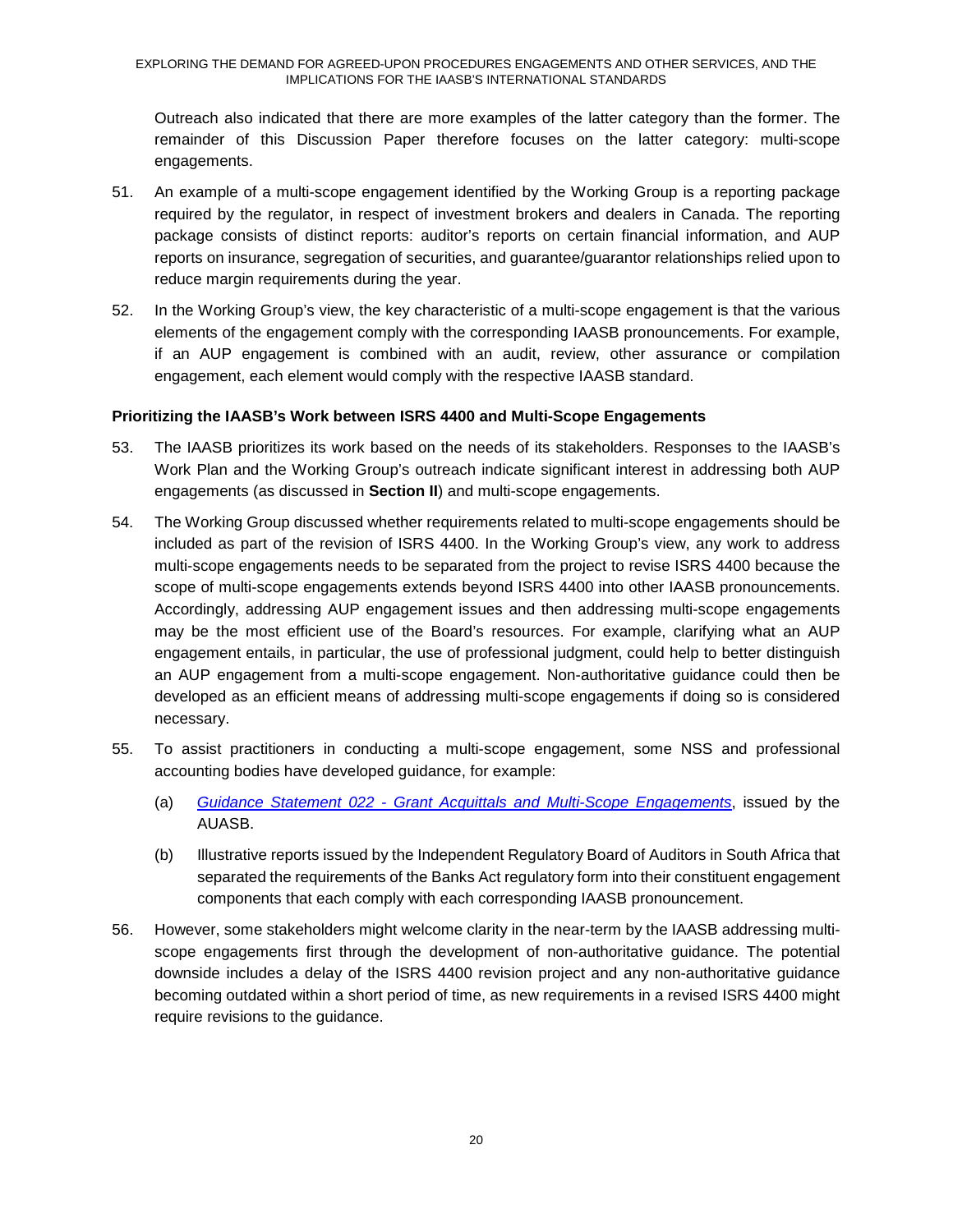Outreach also indicated that there are more examples of the latter category than the former. The remainder of this Discussion Paper therefore focuses on the latter category: multi-scope engagements.

51. An example of a multi-scope engagement identified by the Working Group is a reporting package required by the regulator, in respect of investment brokers and dealers in Canada. The reporting package consists of distinct reports: auditor's reports on certain financial information, and AUP reports on insurance, segregation of securities, and guarantee/guarantor relationships relied upon to reduce margin requirements during the year.

52. In the Working Group's view, the key characteristic of a multi-scope engagement is that the various elements of the engagement comply with the corresponding IAASB pronouncements. For example, if an AUP engagement is combined with an audit, review, other assurance or compilation engagement, each element would comply with the respective IAASB standard.

### Prioritizing the IAASB's Work between ISRS 4400 and Multi-Scope Engagements

53. The IAASB prioritizes its work based on the needs of its stakeholders. Responses to the IAASB's Work Plan and the Working Group's outreach indicate significant interest in addressing both AUP engagements (as discussed in **Section II**) and multi-scope engagements.

54. The Working Group discussed whether requirements related to multi-scope engagements should be included as part of the revision of ISRS 4400. In the Working Group's view, any work to address multi-scope engagements needs to be separated from the project to revise ISRS 4400 because the scope of multi-scope engagements extends beyond ISRS 4400 into other IAASB pronouncements. Accordingly, addressing AUP engagement issues and then addressing multi-scope engagements may be the most efficient use of the Board's resources. For example, clarifying what an AUP engagement entails, in particular, the use of professional judgment, could help to better distinguish an AUP engagement from a multi-scope engagement. Non-authoritative guidance could then be developed as an efficient means of addressing multi-scope engagements if doing so is considered necessary.

55. To assist practitioners in conducting a multi-scope engagement, some NSS and professional accounting bodies have developed guidance, for example:

    (a) *Guidance Statement 022 - Grant Acquittals and Multi-Scope Engagements*, issued by the AUASB.

    (b) Illustrative reports issued by the Independent Regulatory Board of Auditors in South Africa that separated the requirements of the Banks Act regulatory form into their constituent engagement components that each comply with each corresponding IAASB pronouncement.

56. However, some stakeholders might welcome clarity in the near-term by the IAASB addressing multi-scope engagements first through the development of non-authoritative guidance. The potential downside includes a delay of the ISRS 4400 revision project and any non-authoritative guidance becoming outdated within a short period of time, as new requirements in a revised ISRS 4400 might require revisions to the guidance.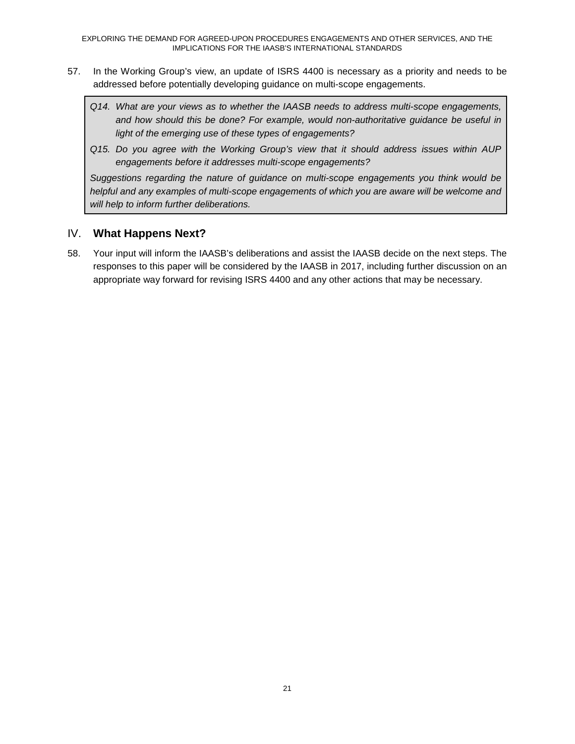57. In the Working Group's view, an update of ISRS 4400 is necessary as a priority and needs to be addressed before potentially developing guidance on multi-scope engagements.

> *Q14. What are your views as to whether the IAASB needs to address multi-scope engagements, and how should this be done? For example, would non-authoritative guidance be useful in light of the emerging use of these types of engagements?*
>
> *Q15. Do you agree with the Working Group's view that it should address issues within AUP engagements before it addresses multi-scope engagements?*
>
> *Suggestions regarding the nature of guidance on multi-scope engagements you think would be helpful and any examples of multi-scope engagements of which you are aware will be welcome and will help to inform further deliberations.*

## IV. What Happens Next?

58. Your input will inform the IAASB's deliberations and assist the IAASB decide on the next steps. The responses to this paper will be considered by the IAASB in 2017, including further discussion on an appropriate way forward for revising ISRS 4400 and any other actions that may be necessary.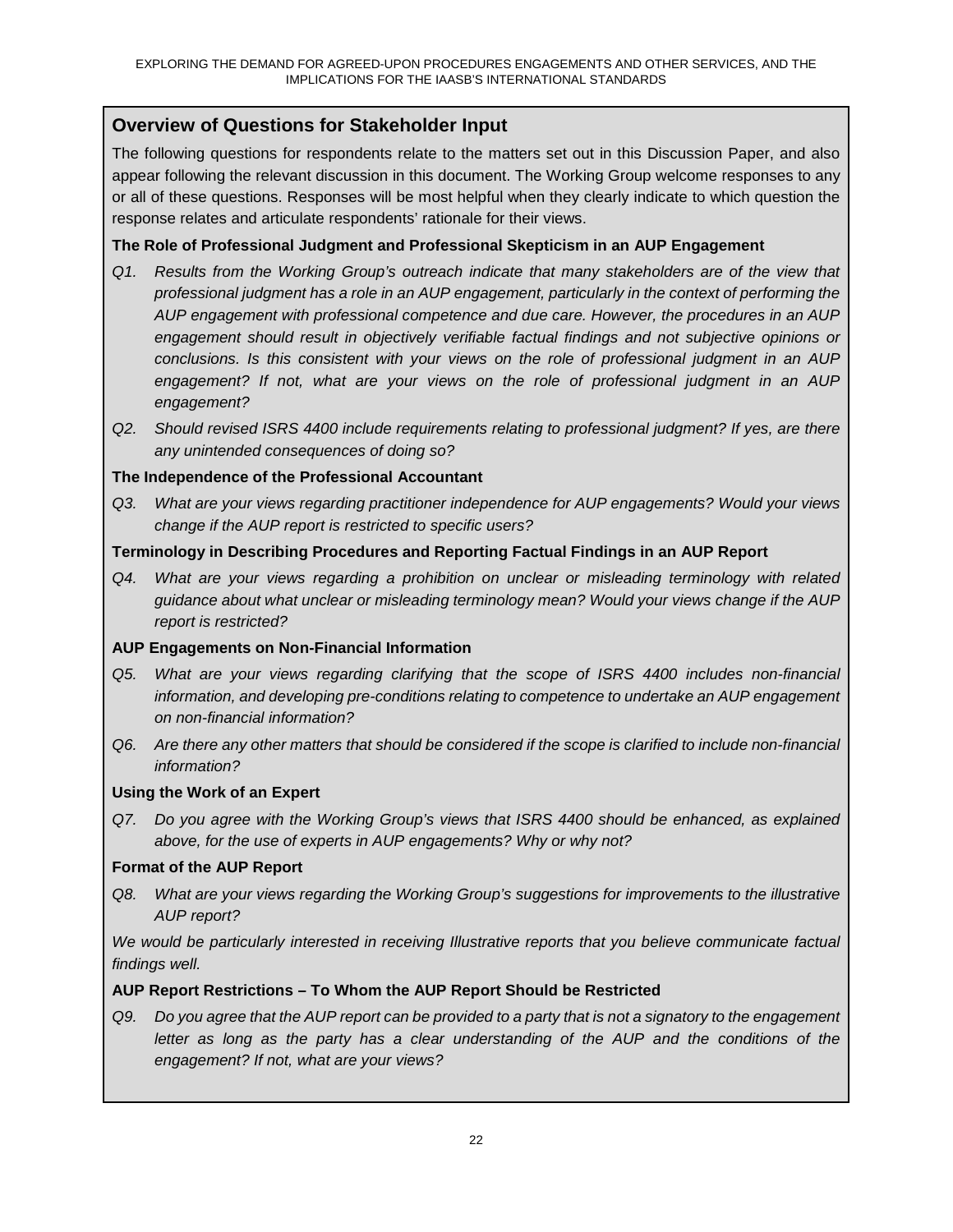## Overview of Questions for Stakeholder Input

The following questions for respondents relate to the matters set out in this Discussion Paper, and also appear following the relevant discussion in this document. The Working Group welcome responses to any or all of these questions. Responses will be most helpful when they clearly indicate to which question the response relates and articulate respondents' rationale for their views.

**The Role of Professional Judgment and Professional Skepticism in an AUP Engagement**

*Q1. Results from the Working Group's outreach indicate that many stakeholders are of the view that professional judgment has a role in an AUP engagement, particularly in the context of performing the AUP engagement with professional competence and due care. However, the procedures in an AUP engagement should result in objectively verifiable factual findings and not subjective opinions or conclusions. Is this consistent with your views on the role of professional judgment in an AUP engagement? If not, what are your views on the role of professional judgment in an AUP engagement?*

*Q2. Should revised ISRS 4400 include requirements relating to professional judgment? If yes, are there any unintended consequences of doing so?*

**The Independence of the Professional Accountant**

*Q3. What are your views regarding practitioner independence for AUP engagements? Would your views change if the AUP report is restricted to specific users?*

**Terminology in Describing Procedures and Reporting Factual Findings in an AUP Report**

*Q4. What are your views regarding a prohibition on unclear or misleading terminology with related guidance about what unclear or misleading terminology mean? Would your views change if the AUP report is restricted?*

**AUP Engagements on Non-Financial Information**

*Q5. What are your views regarding clarifying that the scope of ISRS 4400 includes non-financial information, and developing pre-conditions relating to competence to undertake an AUP engagement on non-financial information?*

*Q6. Are there any other matters that should be considered if the scope is clarified to include non-financial information?*

**Using the Work of an Expert**

*Q7. Do you agree with the Working Group's views that ISRS 4400 should be enhanced, as explained above, for the use of experts in AUP engagements? Why or why not?*

**Format of the AUP Report**

*Q8. What are your views regarding the Working Group's suggestions for improvements to the illustrative AUP report?*

*We would be particularly interested in receiving Illustrative reports that you believe communicate factual findings well.*

**AUP Report Restrictions – To Whom the AUP Report Should be Restricted**

*Q9. Do you agree that the AUP report can be provided to a party that is not a signatory to the engagement letter as long as the party has a clear understanding of the AUP and the conditions of the engagement? If not, what are your views?*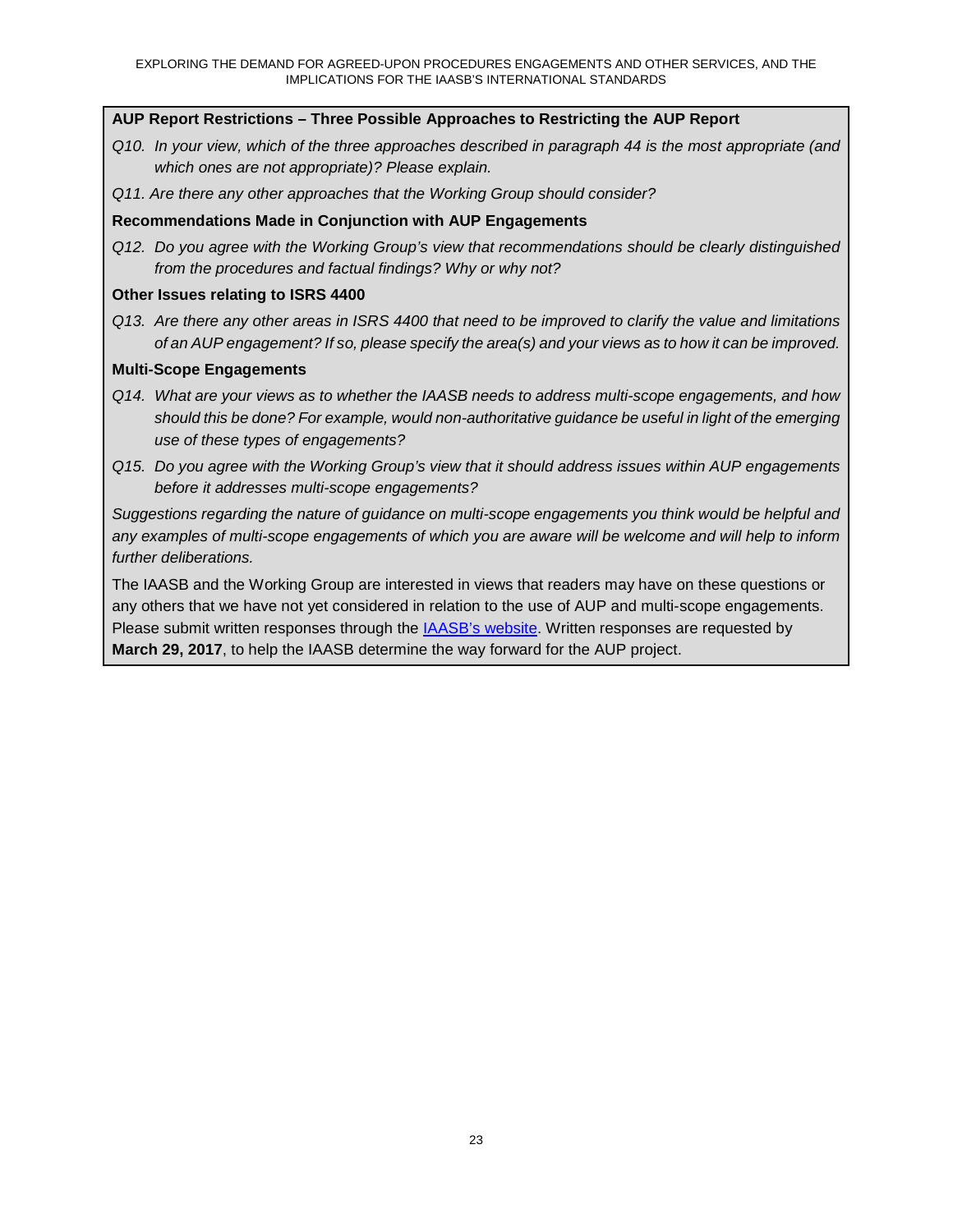**AUP Report Restrictions – Three Possible Approaches to Restricting the AUP Report**

*Q10. In your view, which of the three approaches described in paragraph 44 is the most appropriate (and which ones are not appropriate)? Please explain.*

*Q11. Are there any other approaches that the Working Group should consider?*

**Recommendations Made in Conjunction with AUP Engagements**

*Q12. Do you agree with the Working Group's view that recommendations should be clearly distinguished from the procedures and factual findings? Why or why not?*

**Other Issues relating to ISRS 4400**

*Q13. Are there any other areas in ISRS 4400 that need to be improved to clarify the value and limitations of an AUP engagement? If so, please specify the area(s) and your views as to how it can be improved.*

**Multi-Scope Engagements**

*Q14. What are your views as to whether the IAASB needs to address multi-scope engagements, and how should this be done? For example, would non-authoritative guidance be useful in light of the emerging use of these types of engagements?*

*Q15. Do you agree with the Working Group's view that it should address issues within AUP engagements before it addresses multi-scope engagements?*

*Suggestions regarding the nature of guidance on multi-scope engagements you think would be helpful and any examples of multi-scope engagements of which you are aware will be welcome and will help to inform further deliberations.*

The IAASB and the Working Group are interested in views that readers may have on these questions or any others that we have not yet considered in relation to the use of AUP and multi-scope engagements. Please submit written responses through the IAASB's website. Written responses are requested by **March 29, 2017**, to help the IAASB determine the way forward for the AUP project.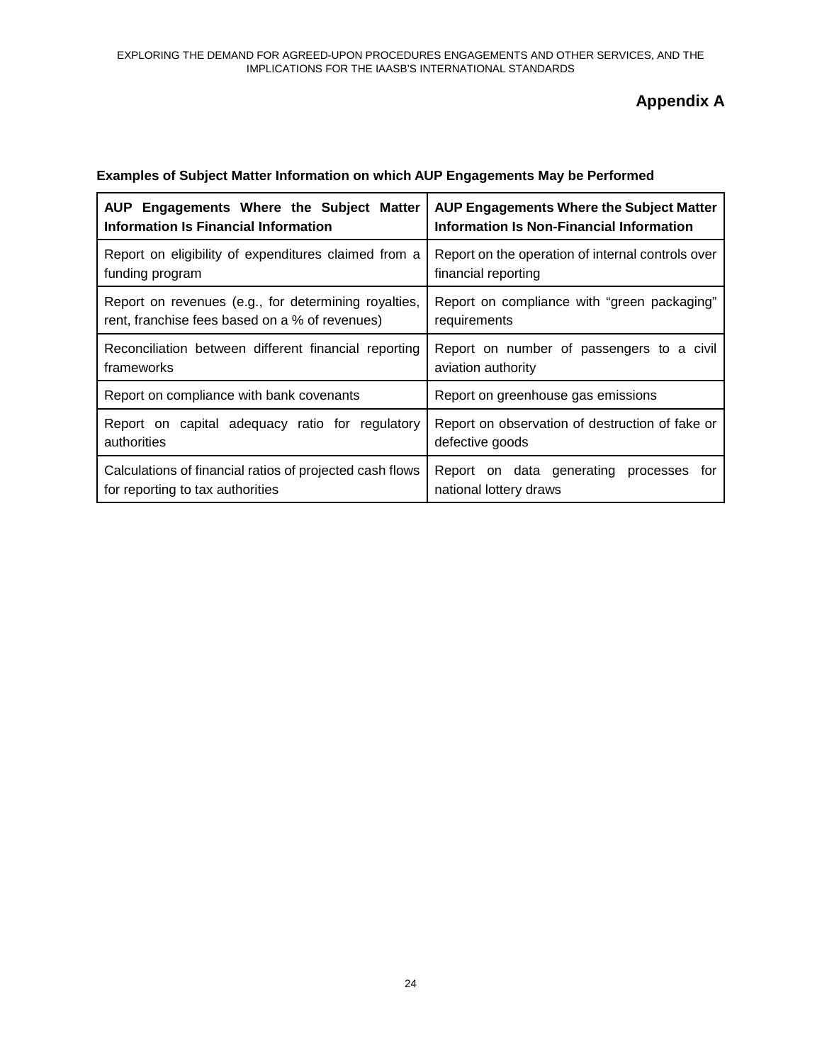# Appendix A

**Examples of Subject Matter Information on which AUP Engagements May be Performed**

| AUP Engagements Where the Subject Matter Information Is Financial Information | AUP Engagements Where the Subject Matter Information Is Non-Financial Information |
|---|---|
| Report on eligibility of expenditures claimed from a funding program | Report on the operation of internal controls over financial reporting |
| Report on revenues (e.g., for determining royalties, rent, franchise fees based on a % of revenues) | Report on compliance with "green packaging" requirements |
| Reconciliation between different financial reporting frameworks | Report on number of passengers to a civil aviation authority |
| Report on compliance with bank covenants | Report on greenhouse gas emissions |
| Report on capital adequacy ratio for regulatory authorities | Report on observation of destruction of fake or defective goods |
| Calculations of financial ratios of projected cash flows for reporting to tax authorities | Report on data generating processes for national lottery draws |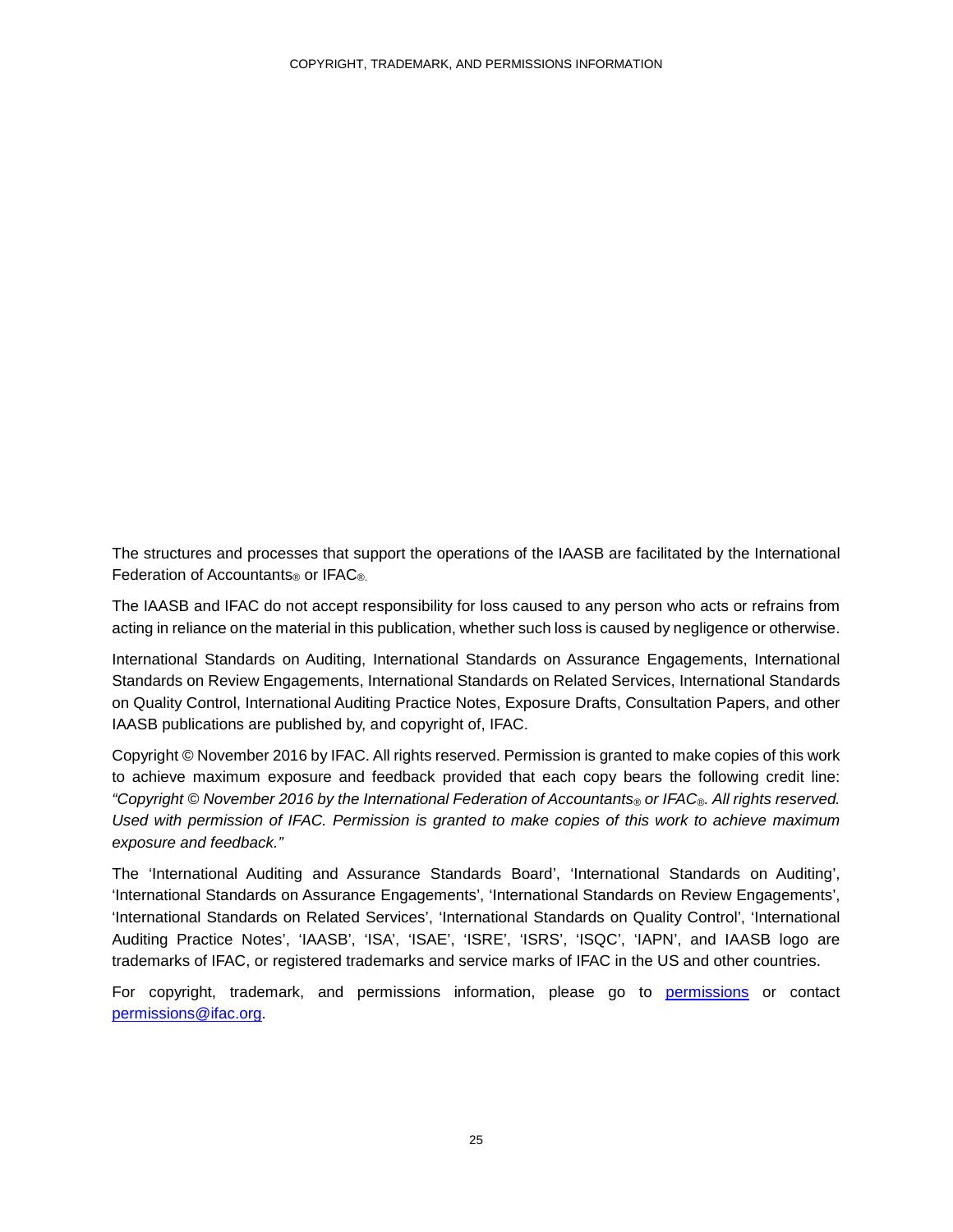The structures and processes that support the operations of the IAASB are facilitated by the International Federation of Accountants® or IFAC®.

The IAASB and IFAC do not accept responsibility for loss caused to any person who acts or refrains from acting in reliance on the material in this publication, whether such loss is caused by negligence or otherwise.

International Standards on Auditing, International Standards on Assurance Engagements, International Standards on Review Engagements, International Standards on Related Services, International Standards on Quality Control, International Auditing Practice Notes, Exposure Drafts, Consultation Papers, and other IAASB publications are published by, and copyright of, IFAC.

Copyright © November 2016 by IFAC. All rights reserved. Permission is granted to make copies of this work to achieve maximum exposure and feedback provided that each copy bears the following credit line: *"Copyright © November 2016 by the International Federation of Accountants® or IFAC®. All rights reserved. Used with permission of IFAC. Permission is granted to make copies of this work to achieve maximum exposure and feedback."*

The 'International Auditing and Assurance Standards Board', 'International Standards on Auditing', 'International Standards on Assurance Engagements', 'International Standards on Review Engagements', 'International Standards on Related Services', 'International Standards on Quality Control', 'International Auditing Practice Notes', 'IAASB', 'ISA', 'ISAE', 'ISRE', 'ISRS', 'ISQC', 'IAPN', and IAASB logo are trademarks of IFAC, or registered trademarks and service marks of IFAC in the US and other countries.

For copyright, trademark, and permissions information, please go to [permissions] or contact [permissions@ifac.org].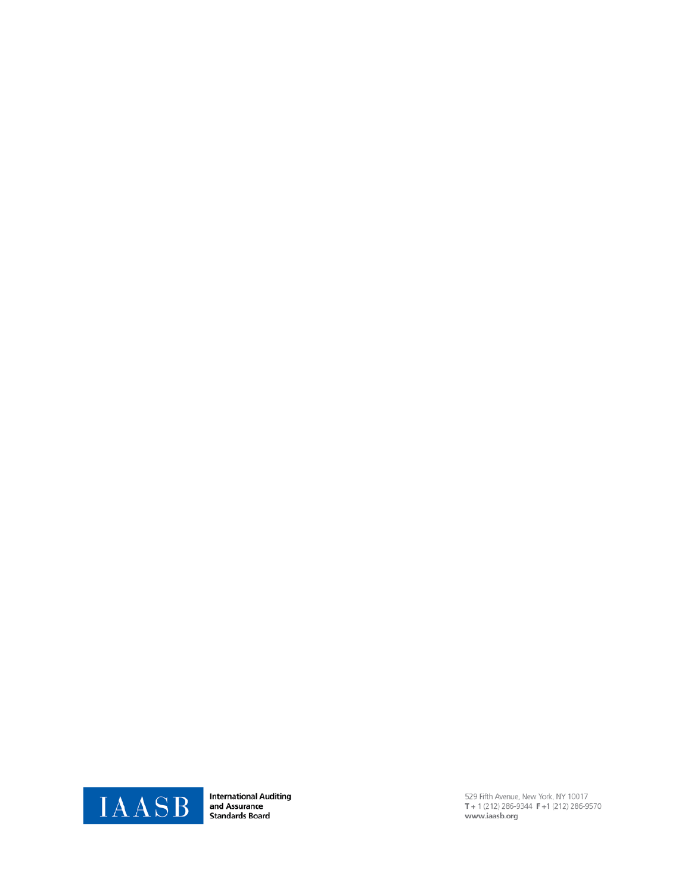IAASB

International Auditing and Assurance Standards Board

529 Fifth Avenue, New York, NY 10017
**T** + 1 (212) 286-9344 **F** +1 (212) 286-9570
www.iaasb.org